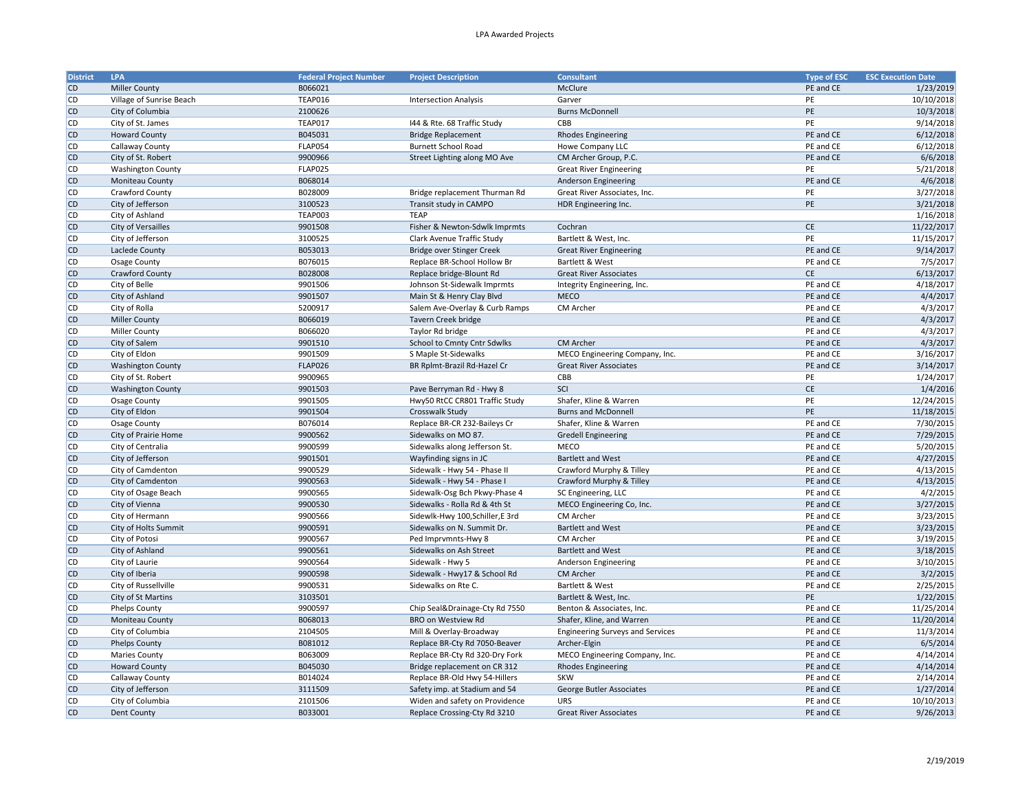# LPA Awarded Projects

| District | LPA | Federal Project Number | Project Description | Consultant | Type of ESC | ESC Execution Date |
|---|---|---|---|---|---|---|
| CD | Miller County | B066021 | | McClure | PE and CE | 1/23/2019 |
| CD | Village of Sunrise Beach | TEAP016 | Intersection Analysis | Garver | PE | 10/10/2018 |
| CD | City of Columbia | 2100626 | | Burns McDonnell | PE | 10/3/2018 |
| CD | City of St. James | TEAP017 | I44 & Rte. 68 Traffic Study | CBB | PE | 9/14/2018 |
| CD | Howard County | B045031 | Bridge Replacement | Rhodes Engineering | PE and CE | 6/12/2018 |
| CD | Callaway County | FLAP054 | Burnett School Road | Howe Company LLC | PE and CE | 6/12/2018 |
| CD | City of St. Robert | 9900966 | Street Lighting along MO Ave | CM Archer Group, P.C. | PE and CE | 6/6/2018 |
| CD | Washington County | FLAP025 | | Great River Engineering | PE | 5/21/2018 |
| CD | Moniteau County | B068014 | | Anderson Engineering | PE and CE | 4/6/2018 |
| CD | Crawford County | B028009 | Bridge replacement Thurman Rd | Great River Associates, Inc. | PE | 3/27/2018 |
| CD | City of Jefferson | 3100523 | Transit study in CAMPO | HDR Engineering Inc. | PE | 3/21/2018 |
| CD | City of Ashland | TEAP003 | TEAP | | | 1/16/2018 |
| CD | City of Versailles | 9901508 | Fisher & Newton-Sdwlk Imprmts | Cochran | CE | 11/22/2017 |
| CD | City of Jefferson | 3100525 | Clark Avenue Traffic Study | Bartlett & West, Inc. | PE | 11/15/2017 |
| CD | Laclede County | B053013 | Bridge over Stinger Creek | Great River Engineering | PE and CE | 9/14/2017 |
| CD | Osage County | B076015 | Replace BR-School Hollow Br | Bartlett & West | PE and CE | 7/5/2017 |
| CD | Crawford County | B028008 | Replace bridge-Blount Rd | Great River Associates | CE | 6/13/2017 |
| CD | City of Belle | 9901506 | Johnson St-Sidewalk Imprmts | Integrity Engineering, Inc. | PE and CE | 4/18/2017 |
| CD | City of Ashland | 9901507 | Main St & Henry Clay Blvd | MECO | PE and CE | 4/4/2017 |
| CD | City of Rolla | 5200917 | Salem Ave-Overlay & Curb Ramps | CM Archer | PE and CE | 4/3/2017 |
| CD | Miller County | B066019 | Tavern Creek bridge | | PE and CE | 4/3/2017 |
| CD | Miller County | B066020 | Taylor Rd bridge | | PE and CE | 4/3/2017 |
| CD | City of Salem | 9901510 | School to Cmnty Cntr Sdwlks | CM Archer | PE and CE | 4/3/2017 |
| CD | City of Eldon | 9901509 | S Maple St-Sidewalks | MECO Engineering Company, Inc. | PE and CE | 3/16/2017 |
| CD | Washington County | FLAP026 | BR Rplmt-Brazil Rd-Hazel Cr | Great River Associates | PE and CE | 3/14/2017 |
| CD | City of St. Robert | 9900965 | | CBB | PE | 1/24/2017 |
| CD | Washington County | 9901503 | Pave Berryman Rd - Hwy 8 | SCI | CE | 1/4/2016 |
| CD | Osage County | 9901505 | Hwy50 RtCC CR801 Traffic Study | Shafer, Kline & Warren | PE | 12/24/2015 |
| CD | City of Eldon | 9901504 | Crosswalk Study | Burns and McDonnell | PE | 11/18/2015 |
| CD | Osage County | B076014 | Replace BR-CR 232-Baileys Cr | Shafer, Kline & Warren | PE and CE | 7/30/2015 |
| CD | City of Prairie Home | 9900562 | Sidewalks on MO 87. | Gredell Engineering | PE and CE | 7/29/2015 |
| CD | City of Centralia | 9900599 | Sidewalks along Jefferson St. | MECO | PE and CE | 5/20/2015 |
| CD | City of Jefferson | 9901501 | Wayfinding signs in JC | Bartlett and West | PE and CE | 4/27/2015 |
| CD | City of Camdenton | 9900529 | Sidewalk - Hwy 54 - Phase II | Crawford Murphy & Tilley | PE and CE | 4/13/2015 |
| CD | City of Camdenton | 9900563 | Sidewalk - Hwy 54 - Phase I | Crawford Murphy & Tilley | PE and CE | 4/13/2015 |
| CD | City of Osage Beach | 9900565 | Sidewalk-Osg Bch Pkwy-Phase 4 | SC Engineering, LLC | PE and CE | 4/2/2015 |
| CD | City of Vienna | 9900530 | Sidewalks - Rolla Rd & 4th St | MECO Engineering Co, Inc. | PE and CE | 3/27/2015 |
| CD | City of Hermann | 9900566 | Sidewlk-Hwy 100,Schiller,E 3rd | CM Archer | PE and CE | 3/23/2015 |
| CD | City of Holts Summit | 9900591 | Sidewalks on N. Summit Dr. | Bartlett and West | PE and CE | 3/23/2015 |
| CD | City of Potosi | 9900567 | Ped Imprvmnts-Hwy 8 | CM Archer | PE and CE | 3/19/2015 |
| CD | City of Ashland | 9900561 | Sidewalks on Ash Street | Bartlett and West | PE and CE | 3/18/2015 |
| CD | City of Laurie | 9900564 | Sidewalk - Hwy 5 | Anderson Engineering | PE and CE | 3/10/2015 |
| CD | City of Iberia | 9900598 | Sidewalk - Hwy17 & School Rd | CM Archer | PE and CE | 3/2/2015 |
| CD | City of Russellville | 9900531 | Sidewalks on Rte C. | Bartlett & West | PE and CE | 2/25/2015 |
| CD | City of St Martins | 3103501 | | Bartlett & West, Inc. | PE | 1/22/2015 |
| CD | Phelps County | 9900597 | Chip Seal&Drainage-Cty Rd 7550 | Benton & Associates, Inc. | PE and CE | 11/25/2014 |
| CD | Moniteau County | B068013 | BRO on Westview Rd | Shafer, Kline, and Warren | PE and CE | 11/20/2014 |
| CD | City of Columbia | 2104505 | Mill & Overlay-Broadway | Engineering Surveys and Services | PE and CE | 11/3/2014 |
| CD | Phelps County | B081012 | Replace BR-Cty Rd 7050-Beaver | Archer-Elgin | PE and CE | 6/5/2014 |
| CD | Maries County | B063009 | Replace BR-Cty Rd 320-Dry Fork | MECO Engineering Company, Inc. | PE and CE | 4/14/2014 |
| CD | Howard County | B045030 | Bridge replacement on CR 312 | Rhodes Engineering | PE and CE | 4/14/2014 |
| CD | Callaway County | B014024 | Replace BR-Old Hwy 54-Hillers | SKW | PE and CE | 2/14/2014 |
| CD | City of Jefferson | 3111509 | Safety imp. at Stadium and 54 | George Butler Associates | PE and CE | 1/27/2014 |
| CD | City of Columbia | 2101506 | Widen and safety on Providence | URS | PE and CE | 10/10/2013 |
| CD | Dent County | B033001 | Replace Crossing-Cty Rd 3210 | Great River Associates | PE and CE | 9/26/2013 |

2/19/2019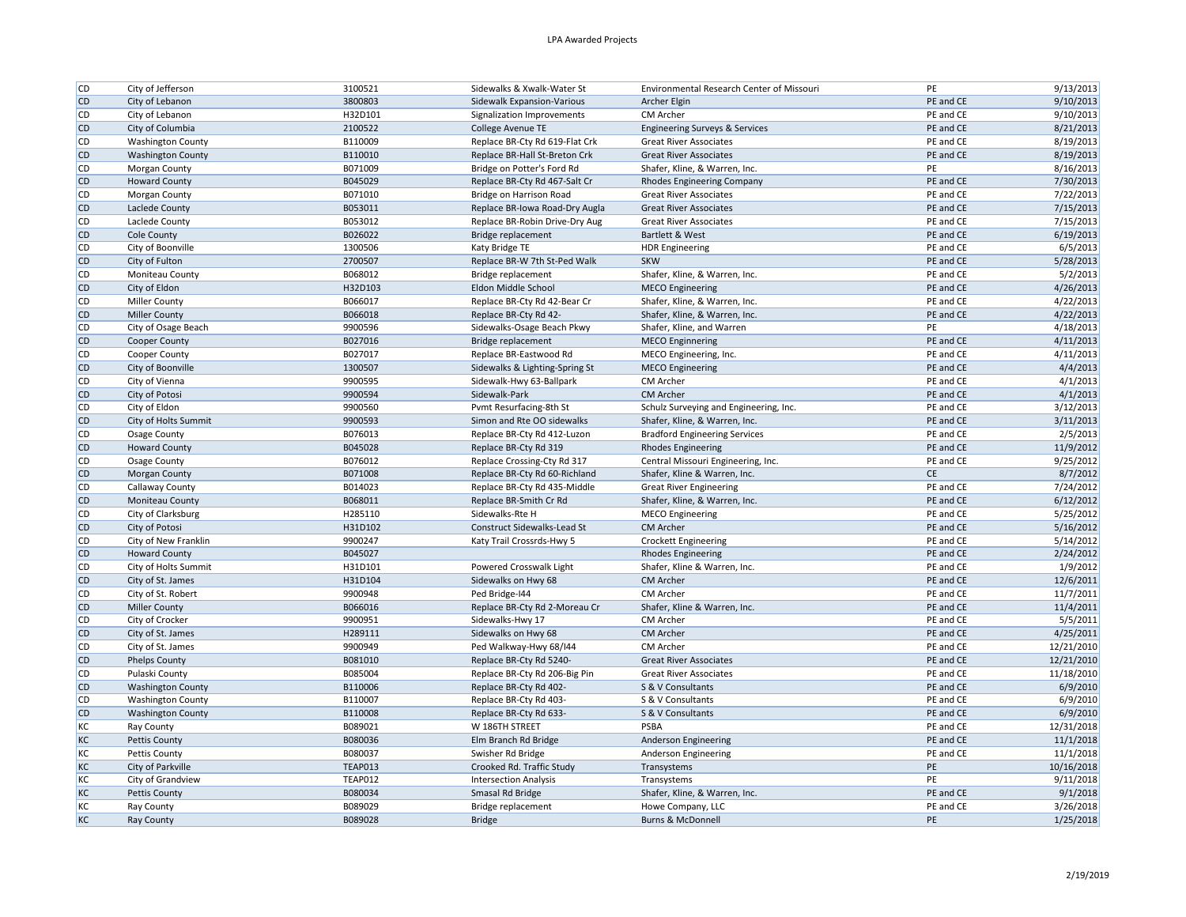| | | | | | | |
|---|---|---|---|---|---|---|
| CD | City of Jefferson | 3100521 | Sidewalks & Xwalk-Water St | Environmental Research Center of Missouri | PE | 9/13/2013 |
| CD | City of Lebanon | 3800803 | Sidewalk Expansion-Various | Archer Elgin | PE and CE | 9/10/2013 |
| CD | City of Lebanon | H32D101 | Signalization Improvements | CM Archer | PE and CE | 9/10/2013 |
| CD | City of Columbia | 2100522 | College Avenue TE | Engineering Surveys & Services | PE and CE | 8/21/2013 |
| CD | Washington County | B110009 | Replace BR-Cty Rd 619-Flat Crk | Great River Associates | PE and CE | 8/19/2013 |
| CD | Washington County | B110010 | Replace BR-Hall St-Breton Crk | Great River Associates | PE and CE | 8/19/2013 |
| CD | Morgan County | B071009 | Bridge on Potter's Ford Rd | Shafer, Kline, & Warren, Inc. | PE | 8/16/2013 |
| CD | Howard County | B045029 | Replace BR-Cty Rd 467-Salt Cr | Rhodes Engineering Company | PE and CE | 7/30/2013 |
| CD | Morgan County | B071010 | Bridge on Harrison Road | Great River Associates | PE and CE | 7/22/2013 |
| CD | Laclede County | B053011 | Replace BR-Iowa Road-Dry Augla | Great River Associates | PE and CE | 7/15/2013 |
| CD | Laclede County | B053012 | Replace BR-Robin Drive-Dry Aug | Great River Associates | PE and CE | 7/15/2013 |
| CD | Cole County | B026022 | Bridge replacement | Bartlett & West | PE and CE | 6/19/2013 |
| CD | City of Boonville | 1300506 | Katy Bridge TE | HDR Engineering | PE and CE | 6/5/2013 |
| CD | City of Fulton | 2700507 | Replace BR-W 7th St-Ped Walk | SKW | PE and CE | 5/28/2013 |
| CD | Moniteau County | B068012 | Bridge replacement | Shafer, Kline, & Warren, Inc. | PE and CE | 5/2/2013 |
| CD | City of Eldon | H32D103 | Eldon Middle School | MECO Engineering | PE and CE | 4/26/2013 |
| CD | Miller County | B066017 | Replace BR-Cty Rd 42-Bear Cr | Shafer, Kline, & Warren, Inc. | PE and CE | 4/22/2013 |
| CD | Miller County | B066018 | Replace BR-Cty Rd 42- | Shafer, Kline, & Warren, Inc. | PE and CE | 4/22/2013 |
| CD | City of Osage Beach | 9900596 | Sidewalks-Osage Beach Pkwy | Shafer, Kline, and Warren | PE | 4/18/2013 |
| CD | Cooper County | B027016 | Bridge replacement | MECO Enginnering | PE and CE | 4/11/2013 |
| CD | Cooper County | B027017 | Replace BR-Eastwood Rd | MECO Engineering, Inc. | PE and CE | 4/11/2013 |
| CD | City of Boonville | 1300507 | Sidewalks & Lighting-Spring St | MECO Engineering | PE and CE | 4/4/2013 |
| CD | City of Vienna | 9900595 | Sidewalk-Hwy 63-Ballpark | CM Archer | PE and CE | 4/1/2013 |
| CD | City of Potosi | 9900594 | Sidewalk-Park | CM Archer | PE and CE | 4/1/2013 |
| CD | City of Eldon | 9900560 | Pvmt Resurfacing-8th St | Schulz Surveying and Engineering, Inc. | PE and CE | 3/12/2013 |
| CD | City of Holts Summit | 9900593 | Simon and Rte OO sidewalks | Shafer, Kline, & Warren, Inc. | PE and CE | 3/11/2013 |
| CD | Osage County | B076013 | Replace BR-Cty Rd 412-Luzon | Bradford Engineering Services | PE and CE | 2/5/2013 |
| CD | Howard County | B045028 | Replace BR-Cty Rd 319 | Rhodes Engineering | PE and CE | 11/9/2012 |
| CD | Osage County | B076012 | Replace Crossing-Cty Rd 317 | Central Missouri Engineering, Inc. | PE and CE | 9/25/2012 |
| CD | Morgan County | B071008 | Replace BR-Cty Rd 60-Richland | Shafer, Kline & Warren, Inc. | CE | 8/7/2012 |
| CD | Callaway County | B014023 | Replace BR-Cty Rd 435-Middle | Great River Engineering | PE and CE | 7/24/2012 |
| CD | Moniteau County | B068011 | Replace BR-Smith Cr Rd | Shafer, Kline, & Warren, Inc. | PE and CE | 6/12/2012 |
| CD | City of Clarksburg | H285110 | Sidewalks-Rte H | MECO Engineering | PE and CE | 5/25/2012 |
| CD | City of Potosi | H31D102 | Construct Sidewalks-Lead St | CM Archer | PE and CE | 5/16/2012 |
| CD | City of New Franklin | 9900247 | Katy Trail Crossrds-Hwy 5 | Crockett Engineering | PE and CE | 5/14/2012 |
| CD | Howard County | B045027 | | Rhodes Engineering | PE and CE | 2/24/2012 |
| CD | City of Holts Summit | H31D101 | Powered Crosswalk Light | Shafer, Kline & Warren, Inc. | PE and CE | 1/9/2012 |
| CD | City of St. James | H31D104 | Sidewalks on Hwy 68 | CM Archer | PE and CE | 12/6/2011 |
| CD | City of St. Robert | 9900948 | Ped Bridge-I44 | CM Archer | PE and CE | 11/7/2011 |
| CD | Miller County | B066016 | Replace BR-Cty Rd 2-Moreau Cr | Shafer, Kline & Warren, Inc. | PE and CE | 11/4/2011 |
| CD | City of Crocker | 9900951 | Sidewalks-Hwy 17 | CM Archer | PE and CE | 5/5/2011 |
| CD | City of St. James | H289111 | Sidewalks on Hwy 68 | CM Archer | PE and CE | 4/25/2011 |
| CD | City of St. James | 9900949 | Ped Walkway-Hwy 68/I44 | CM Archer | PE and CE | 12/21/2010 |
| CD | Phelps County | B081010 | Replace BR-Cty Rd 5240- | Great River Associates | PE and CE | 12/21/2010 |
| CD | Pulaski County | B085004 | Replace BR-Cty Rd 206-Big Pin | Great River Associates | PE and CE | 11/18/2010 |
| CD | Washington County | B110006 | Replace BR-Cty Rd 402- | S & V Consultants | PE and CE | 6/9/2010 |
| CD | Washington County | B110007 | Replace BR-Cty Rd 403- | S & V Consultants | PE and CE | 6/9/2010 |
| CD | Washington County | B110008 | Replace BR-Cty Rd 633- | S & V Consultants | PE and CE | 6/9/2010 |
| KC | Ray County | B089021 | W 186TH STREET | PSBA | PE and CE | 12/31/2018 |
| KC | Pettis County | B080036 | Elm Branch Rd Bridge | Anderson Engineering | PE and CE | 11/1/2018 |
| KC | Pettis County | B080037 | Swisher Rd Bridge | Anderson Engineering | PE and CE | 11/1/2018 |
| KC | City of Parkville | TEAP013 | Crooked Rd. Traffic Study | Transystems | PE | 10/16/2018 |
| KC | City of Grandview | TEAP012 | Intersection Analysis | Transystems | PE | 9/11/2018 |
| KC | Pettis County | B080034 | Smasal Rd Bridge | Shafer, Kline, & Warren, Inc. | PE and CE | 9/1/2018 |
| KC | Ray County | B089029 | Bridge replacement | Howe Company, LLC | PE and CE | 3/26/2018 |
| KC | Ray County | B089028 | Bridge | Burns & McDonnell | PE | 1/25/2018 |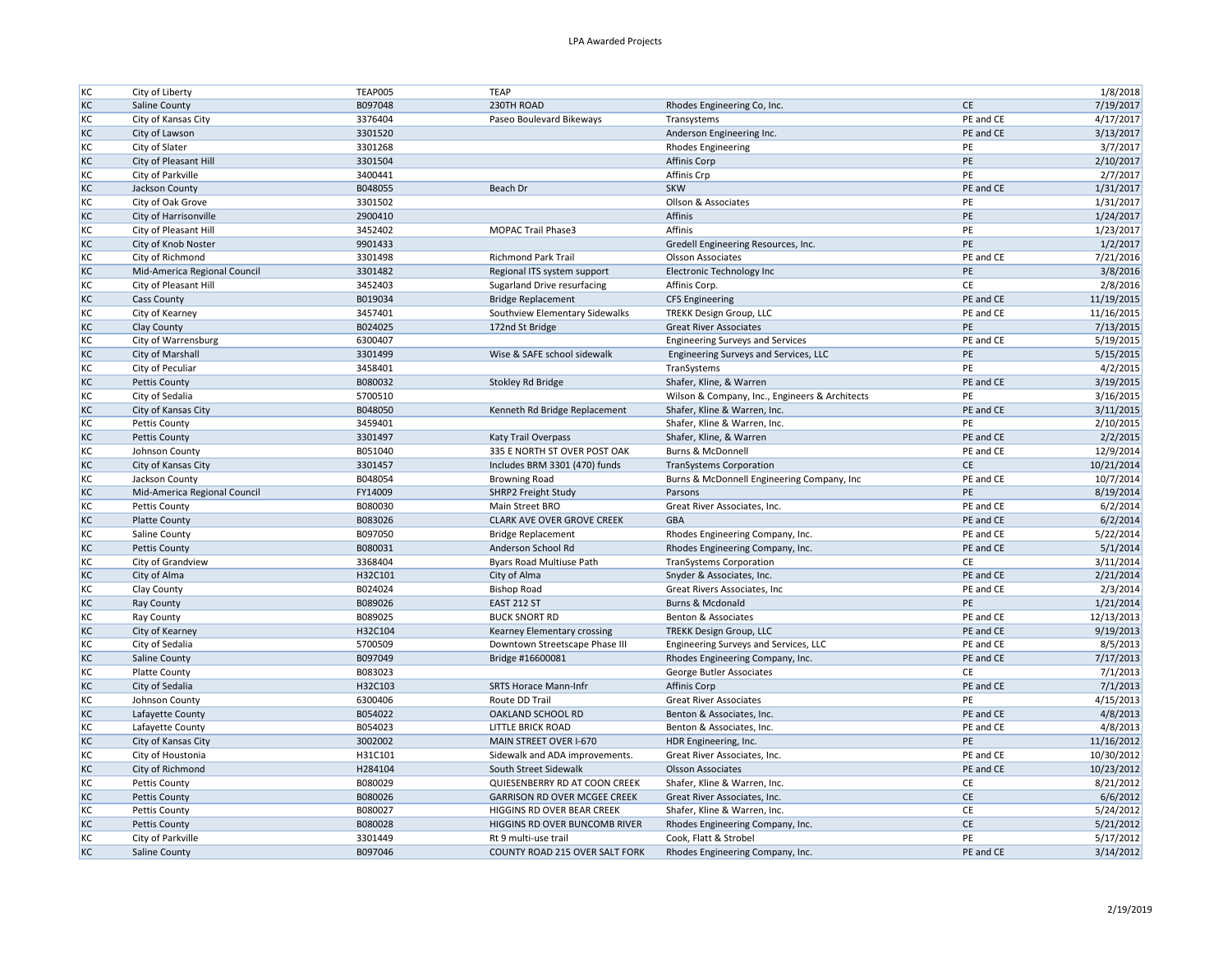| | | | | | | |
|---|---|---|---|---|---|---|
| KC | City of Liberty | TEAP005 | TEAP | | | 1/8/2018 |
| KC | Saline County | B097048 | 230TH ROAD | Rhodes Engineering Co, Inc. | CE | 7/19/2017 |
| KC | City of Kansas City | 3376404 | Paseo Boulevard Bikeways | Transystems | PE and CE | 4/17/2017 |
| KC | City of Lawson | 3301520 | | Anderson Engineering Inc. | PE and CE | 3/13/2017 |
| KC | City of Slater | 3301268 | | Rhodes Engineering | PE | 3/7/2017 |
| KC | City of Pleasant Hill | 3301504 | | Affinis Corp | PE | 2/10/2017 |
| KC | City of Parkville | 3400441 | | Affinis Crp | PE | 2/7/2017 |
| KC | Jackson County | B048055 | Beach Dr | SKW | PE and CE | 1/31/2017 |
| KC | City of Oak Grove | 3301502 | | Ollson & Associates | PE | 1/31/2017 |
| KC | City of Harrisonville | 2900410 | | Affinis | PE | 1/24/2017 |
| KC | City of Pleasant Hill | 3452402 | MOPAC Trail Phase3 | Affinis | PE | 1/23/2017 |
| KC | City of Knob Noster | 9901433 | | Gredell Engineering Resources, Inc. | PE | 1/2/2017 |
| KC | City of Richmond | 3301498 | Richmond Park Trail | Olsson Associates | PE and CE | 7/21/2016 |
| KC | Mid-America Regional Council | 3301482 | Regional ITS system support | Electronic Technology Inc | PE | 3/8/2016 |
| KC | City of Pleasant Hill | 3452403 | Sugarland Drive resurfacing | Affinis Corp. | CE | 2/8/2016 |
| KC | Cass County | B019034 | Bridge Replacement | CFS Engineering | PE and CE | 11/19/2015 |
| KC | City of Kearney | 3457401 | Southview Elementary Sidewalks | TREKK Design Group, LLC | PE and CE | 11/16/2015 |
| KC | Clay County | B024025 | 172nd St Bridge | Great River Associates | PE | 7/13/2015 |
| KC | City of Warrensburg | 6300407 | | Engineering Surveys and Services | PE and CE | 5/19/2015 |
| KC | City of Marshall | 3301499 | Wise & SAFE school sidewalk | Engineering Surveys and Services, LLC | PE | 5/15/2015 |
| KC | City of Peculiar | 3458401 | | TranSystems | PE | 4/2/2015 |
| KC | Pettis County | B080032 | Stokley Rd Bridge | Shafer, Kline, & Warren | PE and CE | 3/19/2015 |
| KC | City of Sedalia | 5700510 | | Wilson & Company, Inc., Engineers & Architects | PE | 3/16/2015 |
| KC | City of Kansas City | B048050 | Kenneth Rd Bridge Replacement | Shafer, Kline & Warren, Inc. | PE and CE | 3/11/2015 |
| KC | Pettis County | 3459401 | | Shafer, Kline & Warren, Inc. | PE | 2/10/2015 |
| KC | Pettis County | 3301497 | Katy Trail Overpass | Shafer, Kline, & Warren | PE and CE | 2/2/2015 |
| KC | Johnson County | B051040 | 335 E NORTH ST OVER POST OAK | Burns & McDonnell | PE and CE | 12/9/2014 |
| KC | City of Kansas City | 3301457 | Includes BRM 3301 (470) funds | TranSystems Corporation | CE | 10/21/2014 |
| KC | Jackson County | B048054 | Browning Road | Burns & McDonnell Engineering Company, Inc | PE and CE | 10/7/2014 |
| KC | Mid-America Regional Council | FY14009 | SHRP2 Freight Study | Parsons | PE | 8/19/2014 |
| KC | Pettis County | B080030 | Main Street BRO | Great River Associates, Inc. | PE and CE | 6/2/2014 |
| KC | Platte County | B083026 | CLARK AVE OVER GROVE CREEK | GBA | PE and CE | 6/2/2014 |
| KC | Saline County | B097050 | Bridge Replacement | Rhodes Engineering Company, Inc. | PE and CE | 5/22/2014 |
| KC | Pettis County | B080031 | Anderson School Rd | Rhodes Engineering Company, Inc. | PE and CE | 5/1/2014 |
| KC | City of Grandview | 3368404 | Byars Road Multiuse Path | TranSystems Corporation | CE | 3/11/2014 |
| KC | City of Alma | H32C101 | City of Alma | Snyder & Associates, Inc. | PE and CE | 2/21/2014 |
| KC | Clay County | B024024 | Bishop Road | Great Rivers Associates, Inc | PE and CE | 2/3/2014 |
| KC | Ray County | B089026 | EAST 212 ST | Burns & Mcdonald | PE | 1/21/2014 |
| KC | Ray County | B089025 | BUCK SNORT RD | Benton & Associates | PE and CE | 12/13/2013 |
| KC | City of Kearney | H32C104 | Kearney Elementary crossing | TREKK Design Group, LLC | PE and CE | 9/19/2013 |
| KC | City of Sedalia | 5700509 | Downtown Streetscape Phase III | Engineering Surveys and Services, LLC | PE and CE | 8/5/2013 |
| KC | Saline County | B097049 | Bridge #16600081 | Rhodes Engineering Company, Inc. | PE and CE | 7/17/2013 |
| KC | Platte County | B083023 | | George Butler Associates | CE | 7/1/2013 |
| KC | City of Sedalia | H32C103 | SRTS Horace Mann-Infr | Affinis Corp | PE and CE | 7/1/2013 |
| KC | Johnson County | 6300406 | Route DD Trail | Great River Associates | PE | 4/15/2013 |
| KC | Lafayette County | B054022 | OAKLAND SCHOOL RD | Benton & Associates, Inc. | PE and CE | 4/8/2013 |
| KC | Lafayette County | B054023 | LITTLE BRICK ROAD | Benton & Associates, Inc. | PE and CE | 4/8/2013 |
| KC | City of Kansas City | 3002002 | MAIN STREET OVER I-670 | HDR Engineering, Inc. | PE | 11/16/2012 |
| KC | City of Houstonia | H31C101 | Sidewalk and ADA improvements. | Great River Associates, Inc. | PE and CE | 10/30/2012 |
| KC | City of Richmond | H284104 | South Street Sidewalk | Olsson Associates | PE and CE | 10/23/2012 |
| KC | Pettis County | B080029 | QUIESENBERRY RD AT COON CREEK | Shafer, Kline & Warren, Inc. | CE | 8/21/2012 |
| KC | Pettis County | B080026 | GARRISON RD OVER MCGEE CREEK | Great River Associates, Inc. | CE | 6/6/2012 |
| KC | Pettis County | B080027 | HIGGINS RD OVER BEAR CREEK | Shafer, Kline & Warren, Inc. | CE | 5/24/2012 |
| KC | Pettis County | B080028 | HIGGINS RD OVER BUNCOMB RIVER | Rhodes Engineering Company, Inc. | CE | 5/21/2012 |
| KC | City of Parkville | 3301449 | Rt 9 multi-use trail | Cook, Flatt & Strobel | PE | 5/17/2012 |
| KC | Saline County | B097046 | COUNTY ROAD 215 OVER SALT FORK | Rhodes Engineering Company, Inc. | PE and CE | 3/14/2012 |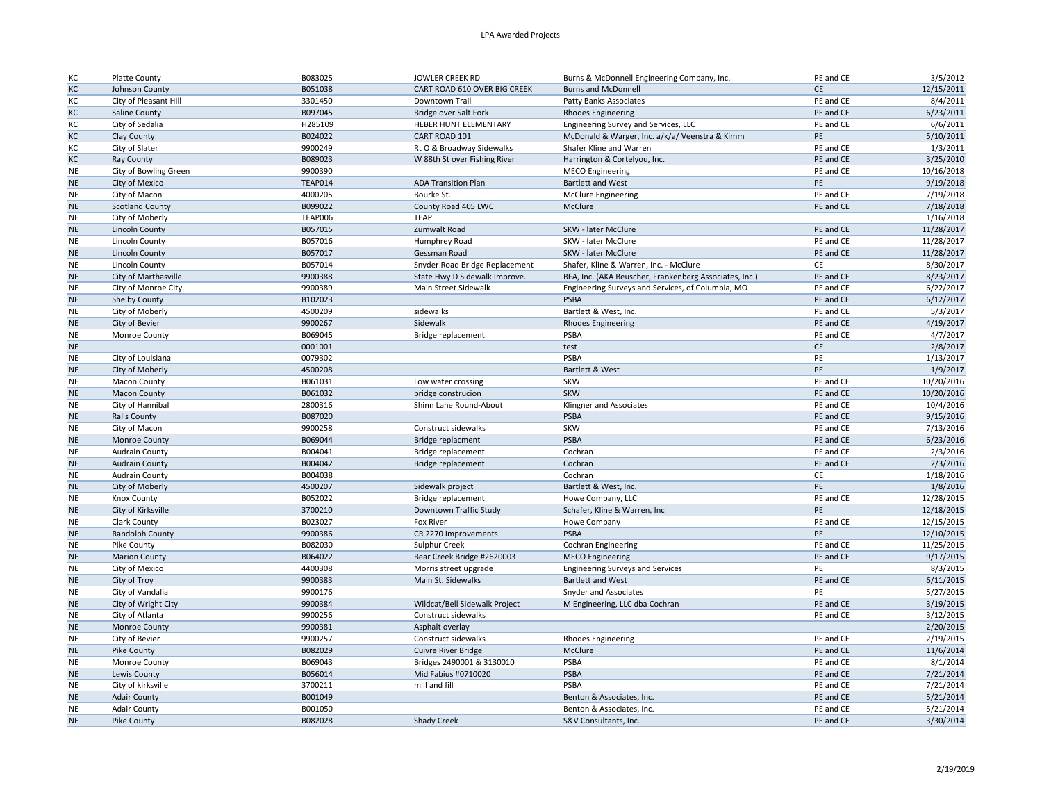| | | | | | | |
|---|---|---|---|---|---|---|
| KC | Platte County | B083025 | JOWLER CREEK RD | Burns & McDonnell Engineering Company, Inc. | PE and CE | 3/5/2012 |
| KC | Johnson County | B051038 | CART ROAD 610 OVER BIG CREEK | Burns and McDonnell | CE | 12/15/2011 |
| KC | City of Pleasant Hill | 3301450 | Downtown Trail | Patty Banks Associates | PE and CE | 8/4/2011 |
| KC | Saline County | B097045 | Bridge over Salt Fork | Rhodes Engineering | PE and CE | 6/23/2011 |
| KC | City of Sedalia | H285109 | HEBER HUNT ELEMENTARY | Engineering Survey and Services, LLC | PE and CE | 6/6/2011 |
| KC | Clay County | B024022 | CART ROAD 101 | McDonald & Warger, Inc. a/k/a/ Veenstra & Kimm | PE | 5/10/2011 |
| KC | City of Slater | 9900249 | Rt O & Broadway Sidewalks | Shafer Kline and Warren | PE and CE | 1/3/2011 |
| KC | Ray County | B089023 | W 88th St over Fishing River | Harrington & Cortelyou, Inc. | PE and CE | 3/25/2010 |
| NE | City of Bowling Green | 9900390 | | MECO Engineering | PE and CE | 10/16/2018 |
| NE | City of Mexico | TEAP014 | ADA Transition Plan | Bartlett and West | PE | 9/19/2018 |
| NE | City of Macon | 4000205 | Bourke St. | McClure Engineering | PE and CE | 7/19/2018 |
| NE | Scotland County | B099022 | County Road 405 LWC | McClure | PE and CE | 7/18/2018 |
| NE | City of Moberly | TEAP006 | TEAP | | | 1/16/2018 |
| NE | Lincoln County | B057015 | Zumwalt Road | SKW - later McClure | PE and CE | 11/28/2017 |
| NE | Lincoln County | B057016 | Humphrey Road | SKW - later McClure | PE and CE | 11/28/2017 |
| NE | Lincoln County | B057017 | Gessman Road | SKW - later McClure | PE and CE | 11/28/2017 |
| NE | Lincoln County | B057014 | Snyder Road Bridge Replacement | Shafer, Kline & Warren, Inc. - McClure | CE | 8/30/2017 |
| NE | City of Marthasville | 9900388 | State Hwy D Sidewalk Improve. | BFA, Inc. (AKA Beuscher, Frankenberg Associates, Inc.) | PE and CE | 8/23/2017 |
| NE | City of Monroe City | 9900389 | Main Street Sidewalk | Engineering Surveys and Services, of Columbia, MO | PE and CE | 6/22/2017 |
| NE | Shelby County | B102023 | | PSBA | PE and CE | 6/12/2017 |
| NE | City of Moberly | 4500209 | sidewalks | Bartlett & West, Inc. | PE and CE | 5/3/2017 |
| NE | City of Bevier | 9900267 | Sidewalk | Rhodes Engineering | PE and CE | 4/19/2017 |
| NE | Monroe County | B069045 | Bridge replacement | PSBA | PE and CE | 4/7/2017 |
| NE | | 0001001 | | test | CE | 2/8/2017 |
| NE | City of Louisiana | 0079302 | | PSBA | PE | 1/13/2017 |
| NE | City of Moberly | 4500208 | | Bartlett & West | PE | 1/9/2017 |
| NE | Macon County | B061031 | Low water crossing | SKW | PE and CE | 10/20/2016 |
| NE | Macon County | B061032 | bridge construcion | SKW | PE and CE | 10/20/2016 |
| NE | City of Hannibal | 2800316 | Shinn Lane Round-About | Klingner and Associates | PE and CE | 10/4/2016 |
| NE | Ralls County | B087020 | | PSBA | PE and CE | 9/15/2016 |
| NE | City of Macon | 9900258 | Construct sidewalks | SKW | PE and CE | 7/13/2016 |
| NE | Monroe County | B069044 | Bridge replacment | PSBA | PE and CE | 6/23/2016 |
| NE | Audrain County | B004041 | Bridge replacement | Cochran | PE and CE | 2/3/2016 |
| NE | Audrain County | B004042 | Bridge replacement | Cochran | PE and CE | 2/3/2016 |
| NE | Audrain County | B004038 | | Cochran | CE | 1/18/2016 |
| NE | City of Moberly | 4500207 | Sidewalk project | Bartlett & West, Inc. | PE | 1/8/2016 |
| NE | Knox County | B052022 | Bridge replacement | Howe Company, LLC | PE and CE | 12/28/2015 |
| NE | City of Kirksville | 3700210 | Downtown Traffic Study | Schafer, Kline & Warren, Inc | PE | 12/18/2015 |
| NE | Clark County | B023027 | Fox River | Howe Company | PE and CE | 12/15/2015 |
| NE | Randolph County | 9900386 | CR 2270 Improvements | PSBA | PE | 12/10/2015 |
| NE | Pike County | B082030 | Sulphur Creek | Cochran Engineering | PE and CE | 11/25/2015 |
| NE | Marion County | B064022 | Bear Creek Bridge #2620003 | MECO Engineering | PE and CE | 9/17/2015 |
| NE | City of Mexico | 4400308 | Morris street upgrade | Engineering Surveys and Services | PE | 8/3/2015 |
| NE | City of Troy | 9900383 | Main St. Sidewalks | Bartlett and West | PE and CE | 6/11/2015 |
| NE | City of Vandalia | 9900176 | | Snyder and Associates | PE | 5/27/2015 |
| NE | City of Wright City | 9900384 | Wildcat/Bell Sidewalk Project | M Engineering, LLC dba Cochran | PE and CE | 3/19/2015 |
| NE | City of Atlanta | 9900256 | Construct sidewalks | | PE and CE | 3/12/2015 |
| NE | Monroe County | 9900381 | Asphalt overlay | | | 2/20/2015 |
| NE | City of Bevier | 9900257 | Construct sidewalks | Rhodes Engineering | PE and CE | 2/19/2015 |
| NE | Pike County | B082029 | Cuivre River Bridge | McClure | PE and CE | 11/6/2014 |
| NE | Monroe County | B069043 | Bridges 2490001 & 3130010 | PSBA | PE and CE | 8/1/2014 |
| NE | Lewis County | B056014 | Mid Fabius #0710020 | PSBA | PE and CE | 7/21/2014 |
| NE | City of kirksville | 3700211 | mill and fill | PSBA | PE and CE | 7/21/2014 |
| NE | Adair County | B001049 | | Benton & Associates, Inc. | PE and CE | 5/21/2014 |
| NE | Adair County | B001050 | | Benton & Associates, Inc. | PE and CE | 5/21/2014 |
| NE | Pike County | B082028 | Shady Creek | S&V Consultants, Inc. | PE and CE | 3/30/2014 |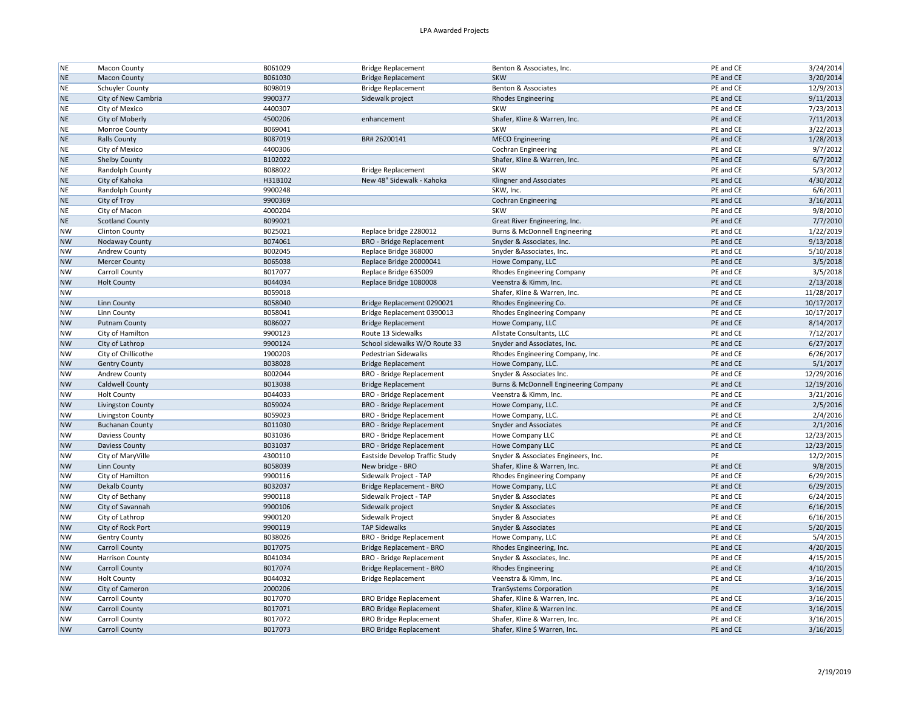| | | | | | | |
|---|---|---|---|---|---|---|
| NE | Macon County | B061029 | Bridge Replacement | Benton & Associates, Inc. | PE and CE | 3/24/2014 |
| NE | Macon County | B061030 | Bridge Replacement | SKW | PE and CE | 3/20/2014 |
| NE | Schuyler County | B098019 | Bridge Replacement | Benton & Associates | PE and CE | 12/9/2013 |
| NE | City of New Cambria | 9900377 | Sidewalk project | Rhodes Engineering | PE and CE | 9/11/2013 |
| NE | City of Mexico | 4400307 | | SKW | PE and CE | 7/23/2013 |
| NE | City of Moberly | 4500206 | enhancement | Shafer, Kline & Warren, Inc. | PE and CE | 7/11/2013 |
| NE | Monroe County | B069041 | | SKW | PE and CE | 3/22/2013 |
| NE | Ralls County | B087019 | BR# 26200141 | MECO Engineering | PE and CE | 1/28/2013 |
| NE | City of Mexico | 4400306 | | Cochran Engineering | PE and CE | 9/7/2012 |
| NE | Shelby County | B102022 | | Shafer, Kline & Warren, Inc. | PE and CE | 6/7/2012 |
| NE | Randolph County | B088022 | Bridge Replacement | SKW | PE and CE | 5/3/2012 |
| NE | City of Kahoka | H31B102 | New 48" Sidewalk - Kahoka | Klingner and Associates | PE and CE | 4/30/2012 |
| NE | Randolph County | 9900248 | | SKW, Inc. | PE and CE | 6/6/2011 |
| NE | City of Troy | 9900369 | | Cochran Engineering | PE and CE | 3/16/2011 |
| NE | City of Macon | 4000204 | | SKW | PE and CE | 9/8/2010 |
| NE | Scotland County | B099021 | | Great River Engineering, Inc. | PE and CE | 7/7/2010 |
| NW | Clinton County | B025021 | Replace bridge 2280012 | Burns & McDonnell Engineering | PE and CE | 1/22/2019 |
| NW | Nodaway County | B074061 | BRO - Bridge Replacement | Snyder & Associates, Inc. | PE and CE | 9/13/2018 |
| NW | Andrew County | B002045 | Replace Bridge 368000 | Snyder &Associates, Inc. | PE and CE | 5/10/2018 |
| NW | Mercer County | B065038 | Replace Bridge 20000041 | Howe Company, LLC | PE and CE | 3/5/2018 |
| NW | Carroll County | B017077 | Replace Bridge 635009 | Rhodes Engineering Company | PE and CE | 3/5/2018 |
| NW | Holt County | B044034 | Replace Bridge 1080008 | Veenstra & Kimm, Inc. | PE and CE | 2/13/2018 |
| NW | | B059018 | | Shafer, Kline & Warren, Inc. | PE and CE | 11/28/2017 |
| NW | Linn County | B058040 | Bridge Replacement 0290021 | Rhodes Engineering Co. | PE and CE | 10/17/2017 |
| NW | Linn County | B058041 | Bridge Replacement 0390013 | Rhodes Engineering Company | PE and CE | 10/17/2017 |
| NW | Putnam County | B086027 | Bridge Replacement | Howe Company, LLC | PE and CE | 8/14/2017 |
| NW | City of Hamilton | 9900123 | Route 13 Sidewalks | Allstate Consultants, LLC | PE and CE | 7/12/2017 |
| NW | City of Lathrop | 9900124 | School sidewalks W/O Route 33 | Snyder and Associates, Inc. | PE and CE | 6/27/2017 |
| NW | City of Chillicothe | 1900203 | Pedestrian Sidewalks | Rhodes Engineering Company, Inc. | PE and CE | 6/26/2017 |
| NW | Gentry County | B038028 | Bridge Replacement | Howe Company, LLC. | PE and CE | 5/1/2017 |
| NW | Andrew County | B002044 | BRO - Bridge Replacement | Snyder & Associates Inc. | PE and CE | 12/29/2016 |
| NW | Caldwell County | B013038 | Bridge Replacement | Burns & McDonnell Engineering Company | PE and CE | 12/19/2016 |
| NW | Holt County | B044033 | BRO - Bridge Replacement | Veenstra & Kimm, Inc. | PE and CE | 3/21/2016 |
| NW | Livingston County | B059024 | BRO - Bridge Replacement | Howe Company, LLC. | PE and CE | 2/5/2016 |
| NW | Livingston County | B059023 | BRO - Bridge Replacement | Howe Company, LLC. | PE and CE | 2/4/2016 |
| NW | Buchanan County | B011030 | BRO - Bridge Replacement | Snyder and Associates | PE and CE | 2/1/2016 |
| NW | Daviess County | B031036 | BRO - Bridge Replacement | Howe Company LLC | PE and CE | 12/23/2015 |
| NW | Daviess County | B031037 | BRO - Bridge Replacement | Howe Company LLC | PE and CE | 12/23/2015 |
| NW | City of MaryVille | 4300110 | Eastside Develop Traffic Study | Snyder & Associates Engineers, Inc. | PE | 12/2/2015 |
| NW | Linn County | B058039 | New bridge - BRO | Shafer, Kline & Warren, Inc. | PE and CE | 9/8/2015 |
| NW | City of Hamilton | 9900116 | Sidewalk Project - TAP | Rhodes Engineering Company | PE and CE | 6/29/2015 |
| NW | Dekalb County | B032037 | Bridge Replacement - BRO | Howe Company, LLC | PE and CE | 6/29/2015 |
| NW | City of Bethany | 9900118 | Sidewalk Project - TAP | Snyder & Associates | PE and CE | 6/24/2015 |
| NW | City of Savannah | 9900106 | Sidewalk project | Snyder & Associates | PE and CE | 6/16/2015 |
| NW | City of Lathrop | 9900120 | Sidewalk Project | Snyder & Associates | PE and CE | 6/16/2015 |
| NW | City of Rock Port | 9900119 | TAP Sidewalks | Snyder & Associates | PE and CE | 5/20/2015 |
| NW | Gentry County | B038026 | BRO - Bridge Replacement | Howe Company, LLC | PE and CE | 5/4/2015 |
| NW | Carroll County | B017075 | Bridge Replacement - BRO | Rhodes Engineering, Inc. | PE and CE | 4/20/2015 |
| NW | Harrison County | B041034 | BRO - Bridge Replacement | Snyder & Associates, Inc. | PE and CE | 4/15/2015 |
| NW | Carroll County | B017074 | Bridge Replacement - BRO | Rhodes Engineering | PE and CE | 4/10/2015 |
| NW | Holt County | B044032 | Bridge Replacement | Veenstra & Kimm, Inc. | PE and CE | 3/16/2015 |
| NW | City of Cameron | 2000206 | | TranSystems Corporation | PE | 3/16/2015 |
| NW | Carroll County | B017070 | BRO Bridge Replacement | Shafer, Kline & Warren, Inc. | PE and CE | 3/16/2015 |
| NW | Carroll County | B017071 | BRO Bridge Replacement | Shafer, Kline & Warren Inc. | PE and CE | 3/16/2015 |
| NW | Carroll County | B017072 | BRO Bridge Replacement | Shafer, Kline & Warren, Inc. | PE and CE | 3/16/2015 |
| NW | Carroll County | B017073 | BRO Bridge Replacement | Shafer, Kline $ Warren, Inc. | PE and CE | 3/16/2015 |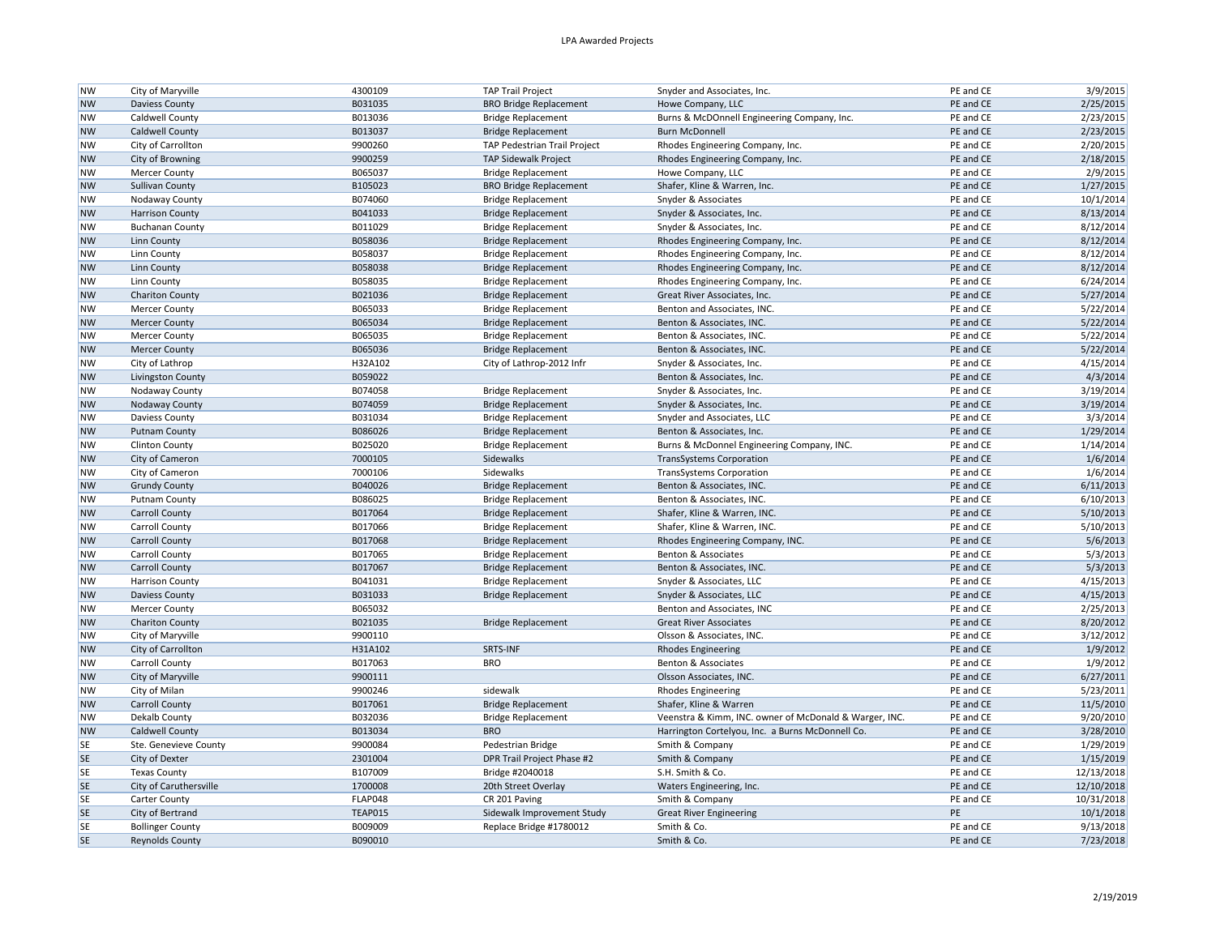| | | | | | | |
|---|---|---|---|---|---|---|
| NW | City of Maryville | 4300109 | TAP Trail Project | Snyder and Associates, Inc. | PE and CE | 3/9/2015 |
| NW | Daviess County | B031035 | BRO Bridge Replacement | Howe Company, LLC | PE and CE | 2/25/2015 |
| NW | Caldwell County | B013036 | Bridge Replacement | Burns & McDOnnell Engineering Company, Inc. | PE and CE | 2/23/2015 |
| NW | Caldwell County | B013037 | Bridge Replacement | Burn McDonnell | PE and CE | 2/23/2015 |
| NW | City of Carrollton | 9900260 | TAP Pedestrian Trail Project | Rhodes Engineering Company, Inc. | PE and CE | 2/20/2015 |
| NW | City of Browning | 9900259 | TAP Sidewalk Project | Rhodes Engineering Company, Inc. | PE and CE | 2/18/2015 |
| NW | Mercer County | B065037 | Bridge Replacement | Howe Company, LLC | PE and CE | 2/9/2015 |
| NW | Sullivan County | B105023 | BRO Bridge Replacement | Shafer, Kline & Warren, Inc. | PE and CE | 1/27/2015 |
| NW | Nodaway County | B074060 | Bridge Replacement | Snyder & Associates | PE and CE | 10/1/2014 |
| NW | Harrison County | B041033 | Bridge Replacement | Snyder & Associates, Inc. | PE and CE | 8/13/2014 |
| NW | Buchanan County | B011029 | Bridge Replacement | Snyder & Associates, Inc. | PE and CE | 8/12/2014 |
| NW | Linn County | B058036 | Bridge Replacement | Rhodes Engineering Company, Inc. | PE and CE | 8/12/2014 |
| NW | Linn County | B058037 | Bridge Replacement | Rhodes Engineering Company, Inc. | PE and CE | 8/12/2014 |
| NW | Linn County | B058038 | Bridge Replacement | Rhodes Engineering Company, Inc. | PE and CE | 8/12/2014 |
| NW | Linn County | B058035 | Bridge Replacement | Rhodes Engineering Company, Inc. | PE and CE | 6/24/2014 |
| NW | Chariton County | B021036 | Bridge Replacement | Great River Associates, Inc. | PE and CE | 5/27/2014 |
| NW | Mercer County | B065033 | Bridge Replacement | Benton and Associates, INC. | PE and CE | 5/22/2014 |
| NW | Mercer County | B065034 | Bridge Replacement | Benton & Associates, INC. | PE and CE | 5/22/2014 |
| NW | Mercer County | B065035 | Bridge Replacement | Benton & Associates, INC. | PE and CE | 5/22/2014 |
| NW | Mercer County | B065036 | Bridge Replacement | Benton & Associates, INC. | PE and CE | 5/22/2014 |
| NW | City of Lathrop | H32A102 | City of Lathrop-2012 Infr | Snyder & Associates, Inc. | PE and CE | 4/15/2014 |
| NW | Livingston County | B059022 | | Benton & Associates, Inc. | PE and CE | 4/3/2014 |
| NW | Nodaway County | B074058 | Bridge Replacement | Snyder & Associates, Inc. | PE and CE | 3/19/2014 |
| NW | Nodaway County | B074059 | Bridge Replacement | Snyder & Associates, Inc. | PE and CE | 3/19/2014 |
| NW | Daviess County | B031034 | Bridge Replacement | Snyder and Associates, LLC | PE and CE | 3/3/2014 |
| NW | Putnam County | B086026 | Bridge Replacement | Benton & Associates, Inc. | PE and CE | 1/29/2014 |
| NW | Clinton County | B025020 | Bridge Replacement | Burns & McDonnel Engineering Company, INC. | PE and CE | 1/14/2014 |
| NW | City of Cameron | 7000105 | Sidewalks | TransSystems Corporation | PE and CE | 1/6/2014 |
| NW | City of Cameron | 7000106 | Sidewalks | TransSystems Corporation | PE and CE | 1/6/2014 |
| NW | Grundy County | B040026 | Bridge Replacement | Benton & Associates, INC. | PE and CE | 6/11/2013 |
| NW | Putnam County | B086025 | Bridge Replacement | Benton & Associates, INC. | PE and CE | 6/10/2013 |
| NW | Carroll County | B017064 | Bridge Replacement | Shafer, Kline & Warren, INC. | PE and CE | 5/10/2013 |
| NW | Carroll County | B017066 | Bridge Replacement | Shafer, Kline & Warren, INC. | PE and CE | 5/10/2013 |
| NW | Carroll County | B017068 | Bridge Replacement | Rhodes Engineering Company, INC. | PE and CE | 5/6/2013 |
| NW | Carroll County | B017065 | Bridge Replacement | Benton & Associates | PE and CE | 5/3/2013 |
| NW | Carroll County | B017067 | Bridge Replacement | Benton & Associates, INC. | PE and CE | 5/3/2013 |
| NW | Harrison County | B041031 | Bridge Replacement | Snyder & Associates, LLC | PE and CE | 4/15/2013 |
| NW | Daviess County | B031033 | Bridge Replacement | Snyder & Associates, LLC | PE and CE | 4/15/2013 |
| NW | Mercer County | B065032 | | Benton and Associates, INC | PE and CE | 2/25/2013 |
| NW | Chariton County | B021035 | Bridge Replacement | Great River Associates | PE and CE | 8/20/2012 |
| NW | City of Maryville | 9900110 | | Olsson & Associates, INC. | PE and CE | 3/12/2012 |
| NW | City of Carrollton | H31A102 | SRTS-INF | Rhodes Engineering | PE and CE | 1/9/2012 |
| NW | Carroll County | B017063 | BRO | Benton & Associates | PE and CE | 1/9/2012 |
| NW | City of Maryville | 9900111 | | Olsson Associates, INC. | PE and CE | 6/27/2011 |
| NW | City of Milan | 9900246 | sidewalk | Rhodes Engineering | PE and CE | 5/23/2011 |
| NW | Carroll County | B017061 | Bridge Replacement | Shafer, Kline & Warren | PE and CE | 11/5/2010 |
| NW | Dekalb County | B032036 | Bridge Replacement | Veenstra & Kimm, INC. owner of McDonald & Warger, INC. | PE and CE | 9/20/2010 |
| NW | Caldwell County | B013034 | BRO | Harrington Cortelyou, Inc. a Burns McDonnell Co. | PE and CE | 3/28/2010 |
| SE | Ste. Genevieve County | 9900084 | Pedestrian Bridge | Smith & Company | PE and CE | 1/29/2019 |
| SE | City of Dexter | 2301004 | DPR Trail Project Phase #2 | Smith & Company | PE and CE | 1/15/2019 |
| SE | Texas County | B107009 | Bridge #2040018 | S.H. Smith & Co. | PE and CE | 12/13/2018 |
| SE | City of Caruthersville | 1700008 | 20th Street Overlay | Waters Engineering, Inc. | PE and CE | 12/10/2018 |
| SE | Carter County | FLAP048 | CR 201 Paving | Smith & Company | PE and CE | 10/31/2018 |
| SE | City of Bertrand | TEAP015 | Sidewalk Improvement Study | Great River Engineering | PE | 10/1/2018 |
| SE | Bollinger County | B009009 | Replace Bridge #1780012 | Smith & Co. | PE and CE | 9/13/2018 |
| SE | Reynolds County | B090010 | | Smith & Co. | PE and CE | 7/23/2018 |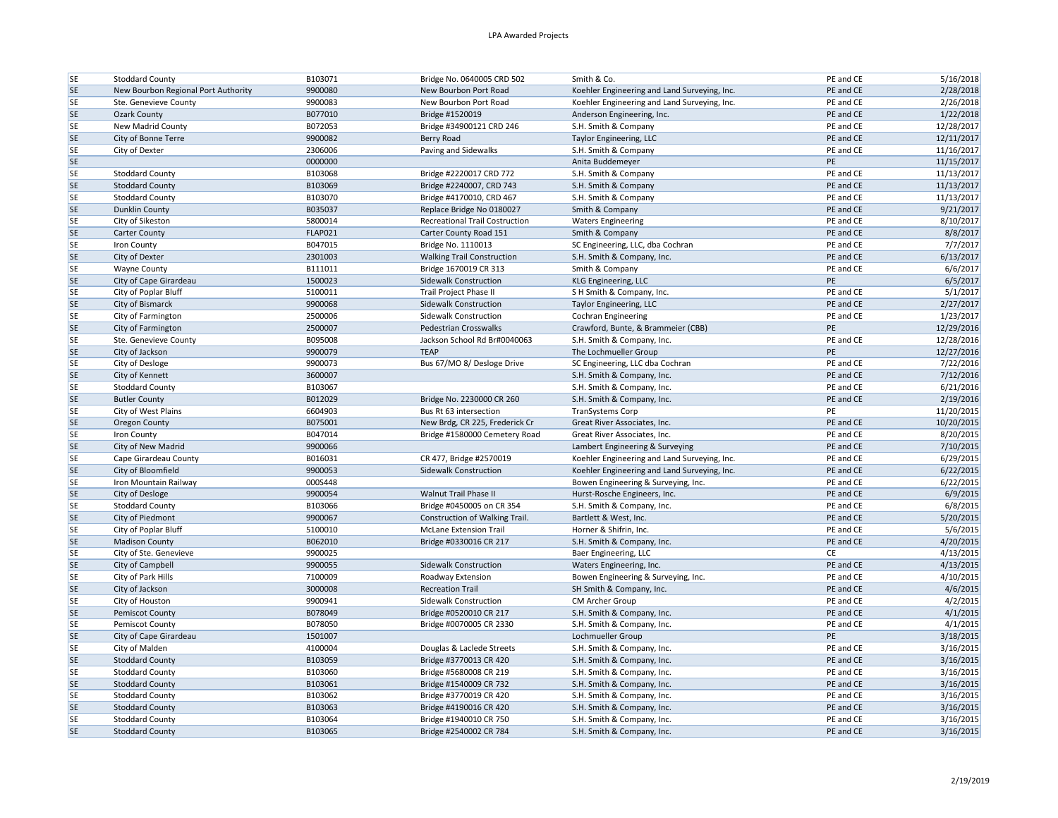| | | | | | | |
|---|---|---|---|---|---|---|
| SE | Stoddard County | B103071 | Bridge No. 0640005 CRD 502 | Smith & Co. | PE and CE | 5/16/2018 |
| SE | New Bourbon Regional Port Authority | 9900080 | New Bourbon Port Road | Koehler Engineering and Land Surveying, Inc. | PE and CE | 2/28/2018 |
| SE | Ste. Genevieve County | 9900083 | New Bourbon Port Road | Koehler Engineering and Land Surveying, Inc. | PE and CE | 2/26/2018 |
| SE | Ozark County | B077010 | Bridge #1520019 | Anderson Engineering, Inc. | PE and CE | 1/22/2018 |
| SE | New Madrid County | B072053 | Bridge #34900121 CRD 246 | S.H. Smith & Company | PE and CE | 12/28/2017 |
| SE | City of Bonne Terre | 9900082 | Berry Road | Taylor Engineering, LLC | PE and CE | 12/11/2017 |
| SE | City of Dexter | 2306006 | Paving and Sidewalks | S.H. Smith & Company | PE and CE | 11/16/2017 |
| SE | | 0000000 | | Anita Buddemeyer | PE | 11/15/2017 |
| SE | Stoddard County | B103068 | Bridge #2220017 CRD 772 | S.H. Smith & Company | PE and CE | 11/13/2017 |
| SE | Stoddard County | B103069 | Bridge #2240007, CRD 743 | S.H. Smith & Company | PE and CE | 11/13/2017 |
| SE | Stoddard County | B103070 | Bridge #4170010, CRD 467 | S.H. Smith & Company | PE and CE | 11/13/2017 |
| SE | Dunklin County | B035037 | Replace Bridge No 0180027 | Smith & Company | PE and CE | 9/21/2017 |
| SE | City of Sikeston | 5800014 | Recreational Trail Costruction | Waters Engineering | PE and CE | 8/10/2017 |
| SE | Carter County | FLAP021 | Carter County Road 151 | Smith & Company | PE and CE | 8/8/2017 |
| SE | Iron County | B047015 | Bridge No. 1110013 | SC Engineering, LLC, dba Cochran | PE and CE | 7/7/2017 |
| SE | City of Dexter | 2301003 | Walking Trail Construction | S.H. Smith & Company, Inc. | PE and CE | 6/13/2017 |
| SE | Wayne County | B111011 | Bridge 1670019 CR 313 | Smith & Company | PE and CE | 6/6/2017 |
| SE | City of Cape Girardeau | 1500023 | Sidewalk Construction | KLG Engineering, LLC | PE | 6/5/2017 |
| SE | City of Poplar Bluff | 5100011 | Trail Project Phase II | S H Smith & Company, Inc. | PE and CE | 5/1/2017 |
| SE | City of Bismarck | 9900068 | Sidewalk Construction | Taylor Engineering, LLC | PE and CE | 2/27/2017 |
| SE | City of Farmington | 2500006 | Sidewalk Construction | Cochran Engineering | PE and CE | 1/23/2017 |
| SE | City of Farmington | 2500007 | Pedestrian Crosswalks | Crawford, Bunte, & Brammeier (CBB) | PE | 12/29/2016 |
| SE | Ste. Genevieve County | B095008 | Jackson School Rd Br#0040063 | S.H. Smith & Company, Inc. | PE and CE | 12/28/2016 |
| SE | City of Jackson | 9900079 | TEAP | The Lochmueller Group | PE | 12/27/2016 |
| SE | City of Desloge | 9900073 | Bus 67/MO 8/ Desloge Drive | SC Engineering, LLC dba Cochran | PE and CE | 7/22/2016 |
| SE | City of Kennett | 3600007 | | S.H. Smith & Company, Inc. | PE and CE | 7/12/2016 |
| SE | Stoddard County | B103067 | | S.H. Smith & Company, Inc. | PE and CE | 6/21/2016 |
| SE | Butler County | B012029 | Bridge No. 2230000 CR 260 | S.H. Smith & Company, Inc. | PE and CE | 2/19/2016 |
| SE | City of West Plains | 6604903 | Bus Rt 63 intersection | TranSystems Corp | PE | 11/20/2015 |
| SE | Oregon County | B075001 | New Brdg, CR 225, Frederick Cr | Great River Associates, Inc. | PE and CE | 10/20/2015 |
| SE | Iron County | B047014 | Bridge #1580000 Cemetery Road | Great River Associates, Inc. | PE and CE | 8/20/2015 |
| SE | City of New Madrid | 9900066 | | Lambert Engineering & Surveying | PE and CE | 7/10/2015 |
| SE | Cape Girardeau County | B016031 | CR 477, Bridge #2570019 | Koehler Engineering and Land Surveying, Inc. | PE and CE | 6/29/2015 |
| SE | City of Bloomfield | 9900053 | Sidewalk Construction | Koehler Engineering and Land Surveying, Inc. | PE and CE | 6/22/2015 |
| SE | Iron Mountain Railway | 000S448 | | Bowen Engineering & Surveying, Inc. | PE and CE | 6/22/2015 |
| SE | City of Desloge | 9900054 | Walnut Trail Phase II | Hurst-Rosche Engineers, Inc. | PE and CE | 6/9/2015 |
| SE | Stoddard County | B103066 | Bridge #0450005 on CR 354 | S.H. Smith & Company, Inc. | PE and CE | 6/8/2015 |
| SE | City of Piedmont | 9900067 | Construction of Walking Trail. | Bartlett & West, Inc. | PE and CE | 5/20/2015 |
| SE | City of Poplar Bluff | 5100010 | McLane Extension Trail | Horner & Shifrin, Inc. | PE and CE | 5/6/2015 |
| SE | Madison County | B062010 | Bridge #0330016 CR 217 | S.H. Smith & Company, Inc. | PE and CE | 4/20/2015 |
| SE | City of Ste. Genevieve | 9900025 | | Baer Engineering, LLC | CE | 4/13/2015 |
| SE | City of Campbell | 9900055 | Sidewalk Construction | Waters Engineering, Inc. | PE and CE | 4/13/2015 |
| SE | City of Park Hills | 7100009 | Roadway Extension | Bowen Engineering & Surveying, Inc. | PE and CE | 4/10/2015 |
| SE | City of Jackson | 3000008 | Recreation Trail | SH Smith & Company, Inc. | PE and CE | 4/6/2015 |
| SE | City of Houston | 9900941 | Sidewalk Construction | CM Archer Group | PE and CE | 4/2/2015 |
| SE | Pemiscot County | B078049 | Bridge #0520010 CR 217 | S.H. Smith & Company, Inc. | PE and CE | 4/1/2015 |
| SE | Pemiscot County | B078050 | Bridge #0070005 CR 2330 | S.H. Smith & Company, Inc. | PE and CE | 4/1/2015 |
| SE | City of Cape Girardeau | 1501007 | | Lochmueller Group | PE | 3/18/2015 |
| SE | City of Malden | 4100004 | Douglas & Laclede Streets | S.H. Smith & Company, Inc. | PE and CE | 3/16/2015 |
| SE | Stoddard County | B103059 | Bridge #3770013 CR 420 | S.H. Smith & Company, Inc. | PE and CE | 3/16/2015 |
| SE | Stoddard County | B103060 | Bridge #5680008 CR 219 | S.H. Smith & Company, Inc. | PE and CE | 3/16/2015 |
| SE | Stoddard County | B103061 | Bridge #1540009 CR 732 | S.H. Smith & Company, Inc. | PE and CE | 3/16/2015 |
| SE | Stoddard County | B103062 | Bridge #3770019 CR 420 | S.H. Smith & Company, Inc. | PE and CE | 3/16/2015 |
| SE | Stoddard County | B103063 | Bridge #4190016 CR 420 | S.H. Smith & Company, Inc. | PE and CE | 3/16/2015 |
| SE | Stoddard County | B103064 | Bridge #1940010 CR 750 | S.H. Smith & Company, Inc. | PE and CE | 3/16/2015 |
| SE | Stoddard County | B103065 | Bridge #2540002 CR 784 | S.H. Smith & Company, Inc. | PE and CE | 3/16/2015 |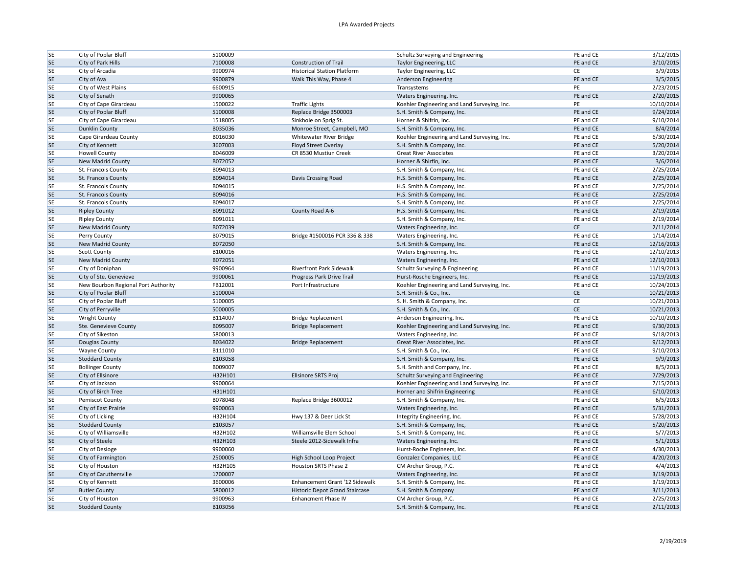| | | | | | | |
|---|---|---|---|---|---|---|
| SE | City of Poplar Bluff | 5100009 | | Schultz Surveying and Engineering | PE and CE | 3/12/2015 |
| SE | City of Park Hills | 7100008 | Construction of Trail | Taylor Engineering, LLC | PE and CE | 3/10/2015 |
| SE | City of Arcadia | 9900974 | Historical Station Platform | Taylor Engineering, LLC | CE | 3/9/2015 |
| SE | City of Ava | 9900879 | Walk This Way, Phase 4 | Anderson Engineering | PE and CE | 3/5/2015 |
| SE | City of West Plains | 6600915 | | Transystems | PE | 2/23/2015 |
| SE | City of Senath | 9900065 | | Waters Engineering, Inc. | PE and CE | 2/20/2015 |
| SE | City of Cape Girardeau | 1500022 | Traffic Lights | Koehler Engineering and Land Surveying, Inc. | PE | 10/10/2014 |
| SE | City of Poplar Bluff | 5100008 | Replace Bridge 3500003 | S.H. Smith & Company, Inc. | PE and CE | 9/24/2014 |
| SE | City of Cape Girardeau | 1518005 | Sinkhole on Sprig St. | Horner & Shifrin, Inc. | PE and CE | 9/10/2014 |
| SE | Dunklin County | B035036 | Monroe Street, Campbell, MO | S.H. Smith & Company, Inc. | PE and CE | 8/4/2014 |
| SE | Cape Girardeau County | B016030 | Whitewater River Bridge | Koehler Engineering and Land Surveying, Inc. | PE and CE | 6/30/2014 |
| SE | City of Kennett | 3607003 | Floyd Street Overlay | S.H. Smith & Company, Inc. | PE and CE | 5/20/2014 |
| SE | Howell County | B046009 | CR 8530 Mustiun Creek | Great River Associates | PE and CE | 3/20/2014 |
| SE | New Madrid County | B072052 | | Horner & Shifrin, Inc. | PE and CE | 3/6/2014 |
| SE | St. Francois County | B094013 | | S.H. Smith & Company, Inc. | PE and CE | 2/25/2014 |
| SE | St. Francois County | B094014 | Davis Crossing Road | H.S. Smith & Company, Inc. | PE and CE | 2/25/2014 |
| SE | St. Francois County | B094015 | | H.S. Smith & Company, Inc. | PE and CE | 2/25/2014 |
| SE | St. Francois County | B094016 | | H.S. Smith & Company, Inc. | PE and CE | 2/25/2014 |
| SE | St. Francois County | B094017 | | S.H. Smith & Company, Inc. | PE and CE | 2/25/2014 |
| SE | Ripley County | B091012 | County Road A-6 | H.S. Smith & Company, Inc. | PE and CE | 2/19/2014 |
| SE | Ripley County | B091011 | | S.H. Smith & Company, Inc. | PE and CE | 2/19/2014 |
| SE | New Madrid County | B072039 | | Waters Engineering, Inc. | CE | 2/11/2014 |
| SE | Perry County | B079015 | Bridge #1500016 PCR 336 & 338 | Waters Engineering, Inc. | PE and CE | 1/14/2014 |
| SE | New Madrid County | B072050 | | S.H. Smith & Company, Inc. | PE and CE | 12/16/2013 |
| SE | Scott County | B100016 | | Waters Engineering, Inc. | PE and CE | 12/10/2013 |
| SE | New Madrid County | B072051 | | Waters Engineering, Inc. | PE and CE | 12/10/2013 |
| SE | City of Doniphan | 9900964 | Riverfront Park Sidewalk | Schultz Surveying & Engineering | PE and CE | 11/19/2013 |
| SE | City of Ste. Genevieve | 9900061 | Progress Park Drive Trail | Hurst-Rosche Engineers, Inc. | PE and CE | 11/19/2013 |
| SE | New Bourbon Regional Port Authority | FB12001 | Port Infrastructure | Koehler Engineering and Land Surveying, Inc. | PE and CE | 10/24/2013 |
| SE | City of Poplar Bluff | 5100004 | | S.H. Smith & Co., Inc. | CE | 10/21/2013 |
| SE | City of Poplar Bluff | 5100005 | | S. H. Smith & Company, Inc. | CE | 10/21/2013 |
| SE | City of Perryville | 5000005 | | S.H. Smith & Co., Inc. | CE | 10/21/2013 |
| SE | Wright County | B114007 | Bridge Replacement | Anderson Engineering, Inc. | PE and CE | 10/10/2013 |
| SE | Ste. Genevieve County | B095007 | Bridge Replacement | Koehler Engineering and Land Surveying, Inc. | PE and CE | 9/30/2013 |
| SE | City of Sikeston | 5800013 | | Waters Engineering, Inc. | PE and CE | 9/18/2013 |
| SE | Douglas County | B034022 | Bridge Replacement | Great River Associates, Inc. | PE and CE | 9/12/2013 |
| SE | Wayne County | B111010 | | S.H. Smith & Co., Inc. | PE and CE | 9/10/2013 |
| SE | Stoddard County | B103058 | | S.H. Smith & Company, Inc. | PE and CE | 9/9/2013 |
| SE | Bollinger County | B009007 | | S.H. Smith and Company, Inc. | PE and CE | 8/5/2013 |
| SE | City of Ellsinore | H32H101 | Ellsinore SRTS Proj | Schultz Surveying and Engineering | PE and CE | 7/29/2013 |
| SE | City of Jackson | 9900064 | | Koehler Engineering and Land Surveying, Inc. | PE and CE | 7/15/2013 |
| SE | City of Birch Tree | H31H101 | | Horner and Shifrin Engineering | PE and CE | 6/10/2013 |
| SE | Pemiscot County | B078048 | Replace Bridge 3600012 | S.H. Smith & Company, Inc. | PE and CE | 6/5/2013 |
| SE | City of East Prairie | 9900063 | | Waters Engineering, Inc. | PE and CE | 5/31/2013 |
| SE | City of Licking | H32H104 | Hwy 137 & Deer Lick St | Integrity Engineering, Inc. | PE and CE | 5/28/2013 |
| SE | Stoddard County | B103057 | | S.H. Smith & Company, Inc, | PE and CE | 5/20/2013 |
| SE | City of Williamsville | H32H102 | Williamsville Elem School | S.H. Smith & Company, Inc. | PE and CE | 5/7/2013 |
| SE | City of Steele | H32H103 | Steele 2012-Sidewalk Infra | Waters Engineering, Inc. | PE and CE | 5/1/2013 |
| SE | City of Desloge | 9900060 | | Hurst-Roche Engineers, Inc. | PE and CE | 4/30/2013 |
| SE | City of Farmington | 2500005 | High School Loop Project | Gonzalez Companies, LLC | PE and CE | 4/20/2013 |
| SE | City of Houston | H32H105 | Houston SRTS Phase 2 | CM Archer Group, P.C. | PE and CE | 4/4/2013 |
| SE | City of Caruthersville | 1700007 | | Waters Engineering, Inc. | PE and CE | 3/19/2013 |
| SE | City of Kennett | 3600006 | Enhancement Grant '12 Sidewalk | S.H. Smith & Company, Inc. | PE and CE | 3/19/2013 |
| SE | Butler County | 5800012 | Historic Depot Grand Staircase | S.H. Smith & Company | PE and CE | 3/11/2013 |
| SE | City of Houston | 9900963 | Enhancment Phase IV | CM Archer Group, P.C. | PE and CE | 2/25/2013 |
| SE | Stoddard County | B103056 | | S.H. Smith & Company, Inc. | PE and CE | 2/11/2013 |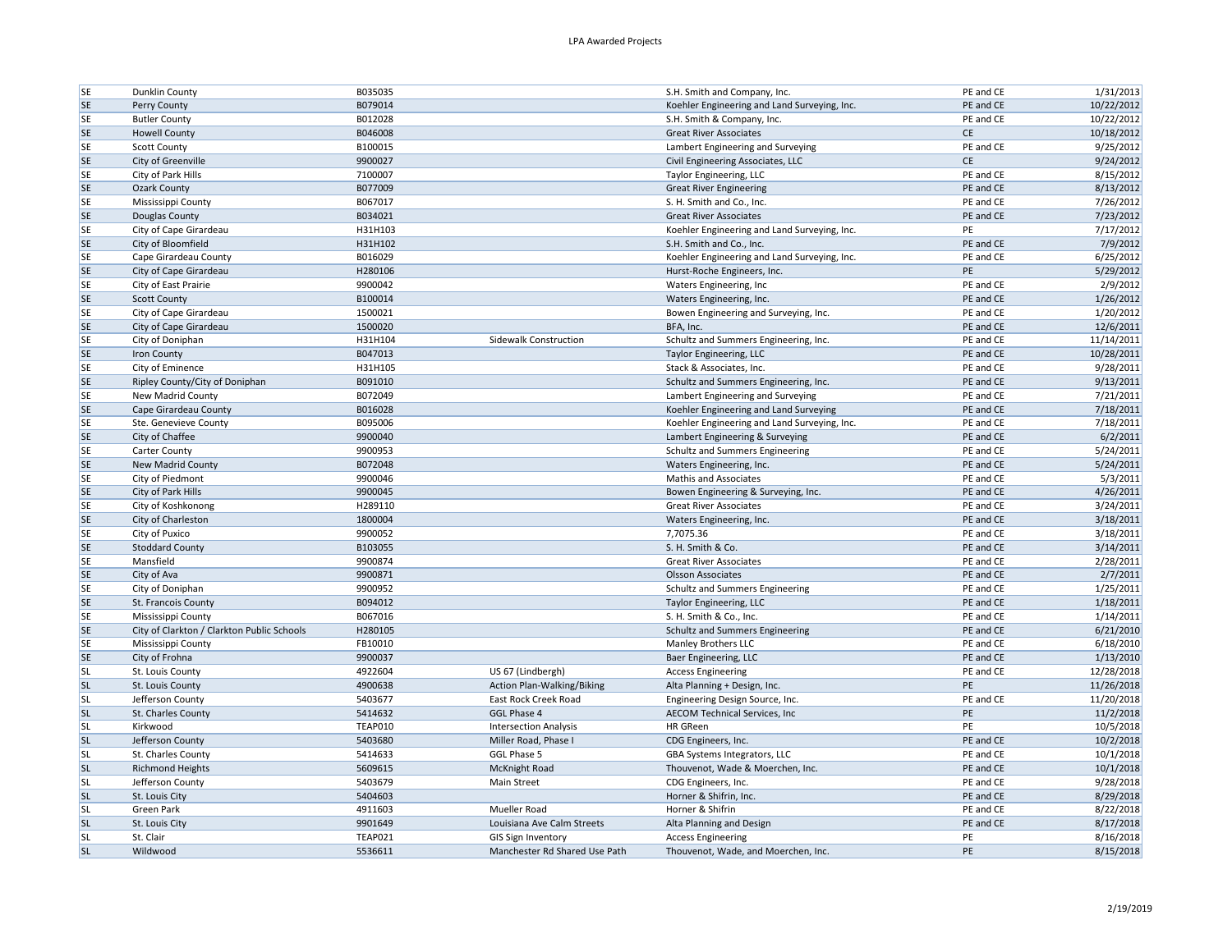| | | | | | | |
|---|---|---|---|---|---|---|
| SE | Dunklin County | B035035 | | S.H. Smith and Company, Inc. | PE and CE | 1/31/2013 |
| SE | Perry County | B079014 | | Koehler Engineering and Land Surveying, Inc. | PE and CE | 10/22/2012 |
| SE | Butler County | B012028 | | S.H. Smith & Company, Inc. | PE and CE | 10/22/2012 |
| SE | Howell County | B046008 | | Great River Associates | CE | 10/18/2012 |
| SE | Scott County | B100015 | | Lambert Engineering and Surveying | PE and CE | 9/25/2012 |
| SE | City of Greenville | 9900027 | | Civil Engineering Associates, LLC | CE | 9/24/2012 |
| SE | City of Park Hills | 7100007 | | Taylor Engineering, LLC | PE and CE | 8/15/2012 |
| SE | Ozark County | B077009 | | Great River Engineering | PE and CE | 8/13/2012 |
| SE | Mississippi County | B067017 | | S. H. Smith and Co., Inc. | PE and CE | 7/26/2012 |
| SE | Douglas County | B034021 | | Great River Associates | PE and CE | 7/23/2012 |
| SE | City of Cape Girardeau | H31H103 | | Koehler Engineering and Land Surveying, Inc. | PE | 7/17/2012 |
| SE | City of Bloomfield | H31H102 | | S.H. Smith and Co., Inc. | PE and CE | 7/9/2012 |
| SE | Cape Girardeau County | B016029 | | Koehler Engineering and Land Surveying, Inc. | PE and CE | 6/25/2012 |
| SE | City of Cape Girardeau | H280106 | | Hurst-Roche Engineers, Inc. | PE | 5/29/2012 |
| SE | City of East Prairie | 9900042 | | Waters Engineering, Inc | PE and CE | 2/9/2012 |
| SE | Scott County | B100014 | | Waters Engineering, Inc. | PE and CE | 1/26/2012 |
| SE | City of Cape Girardeau | 1500021 | | Bowen Engineering and Surveying, Inc. | PE and CE | 1/20/2012 |
| SE | City of Cape Girardeau | 1500020 | | BFA, Inc. | PE and CE | 12/6/2011 |
| SE | City of Doniphan | H31H104 | Sidewalk Construction | Schultz and Summers Engineering, Inc. | PE and CE | 11/14/2011 |
| SE | Iron County | B047013 | | Taylor Engineering, LLC | PE and CE | 10/28/2011 |
| SE | City of Eminence | H31H105 | | Stack & Associates, Inc. | PE and CE | 9/28/2011 |
| SE | Ripley County/City of Doniphan | B091010 | | Schultz and Summers Engineering, Inc. | PE and CE | 9/13/2011 |
| SE | New Madrid County | B072049 | | Lambert Engineering and Surveying | PE and CE | 7/21/2011 |
| SE | Cape Girardeau County | B016028 | | Koehler Engineering and Land Surveying | PE and CE | 7/18/2011 |
| SE | Ste. Genevieve County | B095006 | | Koehler Engineering and Land Surveying, Inc. | PE and CE | 7/18/2011 |
| SE | City of Chaffee | 9900040 | | Lambert Engineering & Surveying | PE and CE | 6/2/2011 |
| SE | Carter County | 9900953 | | Schultz and Summers Engineering | PE and CE | 5/24/2011 |
| SE | New Madrid County | B072048 | | Waters Engineering, Inc. | PE and CE | 5/24/2011 |
| SE | City of Piedmont | 9900046 | | Mathis and Associates | PE and CE | 5/3/2011 |
| SE | City of Park Hills | 9900045 | | Bowen Engineering & Surveying, Inc. | PE and CE | 4/26/2011 |
| SE | City of Koshkonong | H289110 | | Great River Associates | PE and CE | 3/24/2011 |
| SE | City of Charleston | 1800004 | | Waters Engineering, Inc. | PE and CE | 3/18/2011 |
| SE | City of Puxico | 9900052 | | 7,7075.36 | PE and CE | 3/18/2011 |
| SE | Stoddard County | B103055 | | S. H. Smith & Co. | PE and CE | 3/14/2011 |
| SE | Mansfield | 9900874 | | Great River Associates | PE and CE | 2/28/2011 |
| SE | City of Ava | 9900871 | | Olsson Associates | PE and CE | 2/7/2011 |
| SE | City of Doniphan | 9900952 | | Schultz and Summers Engineering | PE and CE | 1/25/2011 |
| SE | St. Francois County | B094012 | | Taylor Engineering, LLC | PE and CE | 1/18/2011 |
| SE | Mississippi County | B067016 | | S. H. Smith & Co., Inc. | PE and CE | 1/14/2011 |
| SE | City of Clarkton / Clarkton Public Schools | H280105 | | Schultz and Summers Engineering | PE and CE | 6/21/2010 |
| SE | Mississippi County | FB10010 | | Manley Brothers LLC | PE and CE | 6/18/2010 |
| SE | City of Frohna | 9900037 | | Baer Engineering, LLC | PE and CE | 1/13/2010 |
| SL | St. Louis County | 4922604 | US 67 (Lindbergh) | Access Engineering | PE and CE | 12/28/2018 |
| SL | St. Louis County | 4900638 | Action Plan-Walking/Biking | Alta Planning + Design, Inc. | PE | 11/26/2018 |
| SL | Jefferson County | 5403677 | East Rock Creek Road | Engineering Design Source, Inc. | PE and CE | 11/20/2018 |
| SL | St. Charles County | 5414632 | GGL Phase 4 | AECOM Technical Services, Inc | PE | 11/2/2018 |
| SL | Kirkwood | TEAP010 | Intersection Analysis | HR GReen | PE | 10/5/2018 |
| SL | Jefferson County | 5403680 | Miller Road, Phase I | CDG Engineers, Inc. | PE and CE | 10/2/2018 |
| SL | St. Charles County | 5414633 | GGL Phase 5 | GBA Systems Integrators, LLC | PE and CE | 10/1/2018 |
| SL | Richmond Heights | 5609615 | McKnight Road | Thouvenot, Wade & Moerchen, Inc. | PE and CE | 10/1/2018 |
| SL | Jefferson County | 5403679 | Main Street | CDG Engineers, Inc. | PE and CE | 9/28/2018 |
| SL | St. Louis City | 5404603 | | Horner & Shifrin, Inc. | PE and CE | 8/29/2018 |
| SL | Green Park | 4911603 | Mueller Road | Horner & Shifrin | PE and CE | 8/22/2018 |
| SL | St. Louis City | 9901649 | Louisiana Ave Calm Streets | Alta Planning and Design | PE and CE | 8/17/2018 |
| SL | St. Clair | TEAP021 | GIS Sign Inventory | Access Engineering | PE | 8/16/2018 |
| SL | Wildwood | 5536611 | Manchester Rd Shared Use Path | Thouvenot, Wade, and Moerchen, Inc. | PE | 8/15/2018 |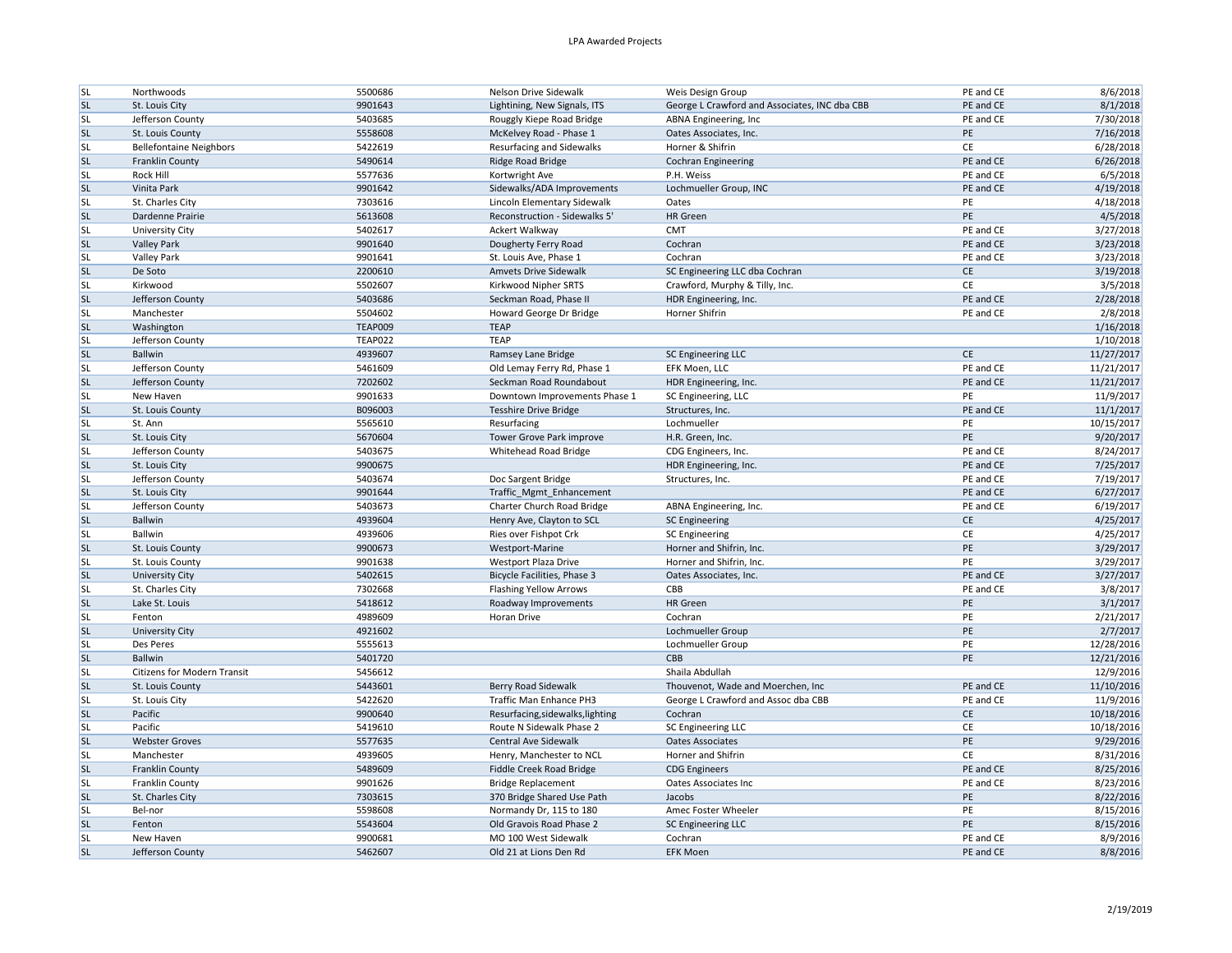LPA Awarded Projects

| | | | | | | |
|---|---|---|---|---|---|---|
| SL | Northwoods | 5500686 | Nelson Drive Sidewalk | Weis Design Group | PE and CE | 8/6/2018 |
| SL | St. Louis City | 9901643 | Lightining, New Signals, ITS | George L Crawford and Associates, INC dba CBB | PE and CE | 8/1/2018 |
| SL | Jefferson County | 5403685 | Rouggly Kiepe Road Bridge | ABNA Engineering, Inc | PE and CE | 7/30/2018 |
| SL | St. Louis County | 5558608 | McKelvey Road - Phase 1 | Oates Associates, Inc. | PE | 7/16/2018 |
| SL | Bellefontaine Neighbors | 5422619 | Resurfacing and Sidewalks | Horner & Shifrin | CE | 6/28/2018 |
| SL | Franklin County | 5490614 | Ridge Road Bridge | Cochran Engineering | PE and CE | 6/26/2018 |
| SL | Rock Hill | 5577636 | Kortwright Ave | P.H. Weiss | PE and CE | 6/5/2018 |
| SL | Vinita Park | 9901642 | Sidewalks/ADA Improvements | Lochmueller Group, INC | PE and CE | 4/19/2018 |
| SL | St. Charles City | 7303616 | Lincoln Elementary Sidewalk | Oates | PE | 4/18/2018 |
| SL | Dardenne Prairie | 5613608 | Reconstruction - Sidewalks 5' | HR Green | PE | 4/5/2018 |
| SL | University City | 5402617 | Ackert Walkway | CMT | PE and CE | 3/27/2018 |
| SL | Valley Park | 9901640 | Dougherty Ferry Road | Cochran | PE and CE | 3/23/2018 |
| SL | Valley Park | 9901641 | St. Louis Ave, Phase 1 | Cochran | PE and CE | 3/23/2018 |
| SL | De Soto | 2200610 | Amvets Drive Sidewalk | SC Engineering LLC dba Cochran | CE | 3/19/2018 |
| SL | Kirkwood | 5502607 | Kirkwood Nipher SRTS | Crawford, Murphy & Tilly, Inc. | CE | 3/5/2018 |
| SL | Jefferson County | 5403686 | Seckman Road, Phase II | HDR Engineering, Inc. | PE and CE | 2/28/2018 |
| SL | Manchester | 5504602 | Howard George Dr Bridge | Horner Shifrin | PE and CE | 2/8/2018 |
| SL | Washington | TEAP009 | TEAP | | | 1/16/2018 |
| SL | Jefferson County | TEAP022 | TEAP | | | 1/10/2018 |
| SL | Ballwin | 4939607 | Ramsey Lane Bridge | SC Engineering LLC | CE | 11/27/2017 |
| SL | Jefferson County | 5461609 | Old Lemay Ferry Rd, Phase 1 | EFK Moen, LLC | PE and CE | 11/21/2017 |
| SL | Jefferson County | 7202602 | Seckman Road Roundabout | HDR Engineering, Inc. | PE and CE | 11/21/2017 |
| SL | New Haven | 9901633 | Downtown Improvements Phase 1 | SC Engineering, LLC | PE | 11/9/2017 |
| SL | St. Louis County | B096003 | Tesshire Drive Bridge | Structures, Inc. | PE and CE | 11/1/2017 |
| SL | St. Ann | 5565610 | Resurfacing | Lochmueller | PE | 10/15/2017 |
| SL | St. Louis City | 5670604 | Tower Grove Park improve | H.R. Green, Inc. | PE | 9/20/2017 |
| SL | Jefferson County | 5403675 | Whitehead Road Bridge | CDG Engineers, Inc. | PE and CE | 8/24/2017 |
| SL | St. Louis City | 9900675 | | HDR Engineering, Inc. | PE and CE | 7/25/2017 |
| SL | Jefferson County | 5403674 | Doc Sargent Bridge | Structures, Inc. | PE and CE | 7/19/2017 |
| SL | St. Louis City | 9901644 | Traffic_Mgmt_Enhancement | | PE and CE | 6/27/2017 |
| SL | Jefferson County | 5403673 | Charter Church Road Bridge | ABNA Engineering, Inc. | PE and CE | 6/19/2017 |
| SL | Ballwin | 4939604 | Henry Ave, Clayton to SCL | SC Engineering | CE | 4/25/2017 |
| SL | Ballwin | 4939606 | Ries over Fishpot Crk | SC Engineering | CE | 4/25/2017 |
| SL | St. Louis County | 9900673 | Westport-Marine | Horner and Shifrin, Inc. | PE | 3/29/2017 |
| SL | St. Louis County | 9901638 | Westport Plaza Drive | Horner and Shifrin, Inc. | PE | 3/29/2017 |
| SL | University City | 5402615 | Bicycle Facilities, Phase 3 | Oates Associates, Inc. | PE and CE | 3/27/2017 |
| SL | St. Charles City | 7302668 | Flashing Yellow Arrows | CBB | PE and CE | 3/8/2017 |
| SL | Lake St. Louis | 5418612 | Roadway Improvements | HR Green | PE | 3/1/2017 |
| SL | Fenton | 4989609 | Horan Drive | Cochran | PE | 2/21/2017 |
| SL | University City | 4921602 | | Lochmueller Group | PE | 2/7/2017 |
| SL | Des Peres | 5555613 | | Lochmueller Group | PE | 12/28/2016 |
| SL | Ballwin | 5401720 | | CBB | PE | 12/21/2016 |
| SL | Citizens for Modern Transit | 5456612 | | Shaila Abdullah | | 12/9/2016 |
| SL | St. Louis County | 5443601 | Berry Road Sidewalk | Thouvenot, Wade and Moerchen, Inc | PE and CE | 11/10/2016 |
| SL | St. Louis City | 5422620 | Traffic Man Enhance PH3 | George L Crawford and Assoc dba CBB | PE and CE | 11/9/2016 |
| SL | Pacific | 9900640 | Resurfacing,sidewalks,lighting | Cochran | CE | 10/18/2016 |
| SL | Pacific | 5419610 | Route N Sidewalk Phase 2 | SC Engineering LLC | CE | 10/18/2016 |
| SL | Webster Groves | 5577635 | Central Ave Sidewalk | Oates Associates | PE | 9/29/2016 |
| SL | Manchester | 4939605 | Henry, Manchester to NCL | Horner and Shifrin | CE | 8/31/2016 |
| SL | Franklin County | 5489609 | Fiddle Creek Road Bridge | CDG Engineers | PE and CE | 8/25/2016 |
| SL | Franklin County | 9901626 | Bridge Replacement | Oates Associates Inc | PE and CE | 8/23/2016 |
| SL | St. Charles City | 7303615 | 370 Bridge Shared Use Path | Jacobs | PE | 8/22/2016 |
| SL | Bel-nor | 5598608 | Normandy Dr, 115 to 180 | Amec Foster Wheeler | PE | 8/15/2016 |
| SL | Fenton | 5543604 | Old Gravois Road Phase 2 | SC Engineering LLC | PE | 8/15/2016 |
| SL | New Haven | 9900681 | MO 100 West Sidewalk | Cochran | PE and CE | 8/9/2016 |
| SL | Jefferson County | 5462607 | Old 21 at Lions Den Rd | EFK Moen | PE and CE | 8/8/2016 |

2/19/2019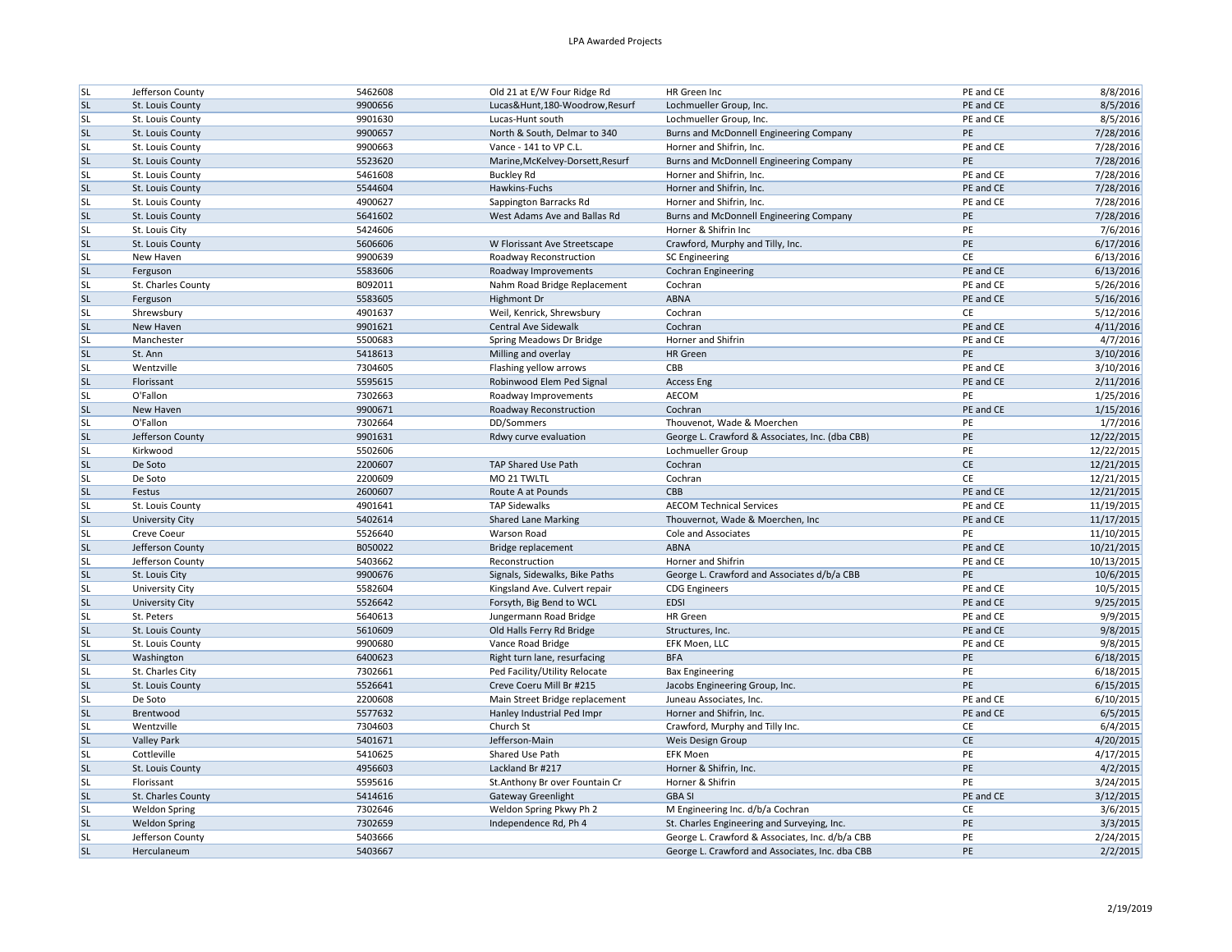| SL | Jefferson County | 5462608 | Old 21 at E/W Four Ridge Rd | HR Green Inc | PE and CE | 8/8/2016 |
|---|---|---|---|---|---|---|
| SL | St. Louis County | 9900656 | Lucas&Hunt,180-Woodrow,Resurf | Lochmueller Group, Inc. | PE and CE | 8/5/2016 |
| SL | St. Louis County | 9901630 | Lucas-Hunt south | Lochmueller Group, Inc. | PE and CE | 8/5/2016 |
| SL | St. Louis County | 9900657 | North & South, Delmar to 340 | Burns and McDonnell Engineering Company | PE | 7/28/2016 |
| SL | St. Louis County | 9900663 | Vance - 141 to VP C.L. | Horner and Shifrin, Inc. | PE and CE | 7/28/2016 |
| SL | St. Louis County | 5523620 | Marine,McKelvey-Dorsett,Resurf | Burns and McDonnell Engineering Company | PE | 7/28/2016 |
| SL | St. Louis County | 5461608 | Buckley Rd | Horner and Shifrin, Inc. | PE and CE | 7/28/2016 |
| SL | St. Louis County | 5544604 | Hawkins-Fuchs | Horner and Shifrin, Inc. | PE and CE | 7/28/2016 |
| SL | St. Louis County | 4900627 | Sappington Barracks Rd | Horner and Shifrin, Inc. | PE and CE | 7/28/2016 |
| SL | St. Louis County | 5641602 | West Adams Ave and Ballas Rd | Burns and McDonnell Engineering Company | PE | 7/28/2016 |
| SL | St. Louis City | 5424606 | | Horner & Shifrin Inc | PE | 7/6/2016 |
| SL | St. Louis County | 5606606 | W Florissant Ave Streetscape | Crawford, Murphy and Tilly, Inc. | PE | 6/17/2016 |
| SL | New Haven | 9900639 | Roadway Reconstruction | SC Engineering | CE | 6/13/2016 |
| SL | Ferguson | 5583606 | Roadway Improvements | Cochran Engineering | PE and CE | 6/13/2016 |
| SL | St. Charles County | B092011 | Nahm Road Bridge Replacement | Cochran | PE and CE | 5/26/2016 |
| SL | Ferguson | 5583605 | Highmont Dr | ABNA | PE and CE | 5/16/2016 |
| SL | Shrewsbury | 4901637 | Weil, Kenrick, Shrewsbury | Cochran | CE | 5/12/2016 |
| SL | New Haven | 9901621 | Central Ave Sidewalk | Cochran | PE and CE | 4/11/2016 |
| SL | Manchester | 5500683 | Spring Meadows Dr Bridge | Horner and Shifrin | PE and CE | 4/7/2016 |
| SL | St. Ann | 5418613 | Milling and overlay | HR Green | PE | 3/10/2016 |
| SL | Wentzville | 7304605 | Flashing yellow arrows | CBB | PE and CE | 3/10/2016 |
| SL | Florissant | 5595615 | Robinwood Elem Ped Signal | Access Eng | PE and CE | 2/11/2016 |
| SL | O'Fallon | 7302663 | Roadway Improvements | AECOM | PE | 1/25/2016 |
| SL | New Haven | 9900671 | Roadway Reconstruction | Cochran | PE and CE | 1/15/2016 |
| SL | O'Fallon | 7302664 | DD/Sommers | Thouvenot, Wade & Moerchen | PE | 1/7/2016 |
| SL | Jefferson County | 9901631 | Rdwy curve evaluation | George L. Crawford & Associates, Inc. (dba CBB) | PE | 12/22/2015 |
| SL | Kirkwood | 5502606 | | Lochmueller Group | PE | 12/22/2015 |
| SL | De Soto | 2200607 | TAP Shared Use Path | Cochran | CE | 12/21/2015 |
| SL | De Soto | 2200609 | MO 21 TWLTL | Cochran | CE | 12/21/2015 |
| SL | Festus | 2600607 | Route A at Pounds | CBB | PE and CE | 12/21/2015 |
| SL | St. Louis County | 4901641 | TAP Sidewalks | AECOM Technical Services | PE and CE | 11/19/2015 |
| SL | University City | 5402614 | Shared Lane Marking | Thouvernot, Wade & Moerchen, Inc | PE and CE | 11/17/2015 |
| SL | Creve Coeur | 5526640 | Warson Road | Cole and Associates | PE | 11/10/2015 |
| SL | Jefferson County | B050022 | Bridge replacement | ABNA | PE and CE | 10/21/2015 |
| SL | Jefferson County | 5403662 | Reconstruction | Horner and Shifrin | PE and CE | 10/13/2015 |
| SL | St. Louis City | 9900676 | Signals, Sidewalks, Bike Paths | George L. Crawford and Associates d/b/a CBB | PE | 10/6/2015 |
| SL | University City | 5582604 | Kingsland Ave. Culvert repair | CDG Engineers | PE and CE | 10/5/2015 |
| SL | University City | 5526642 | Forsyth, Big Bend to WCL | EDSI | PE and CE | 9/25/2015 |
| SL | St. Peters | 5640613 | Jungermann Road Bridge | HR Green | PE and CE | 9/9/2015 |
| SL | St. Louis County | 5610609 | Old Halls Ferry Rd Bridge | Structures, Inc. | PE and CE | 9/8/2015 |
| SL | St. Louis County | 9900680 | Vance Road Bridge | EFK Moen, LLC | PE and CE | 9/8/2015 |
| SL | Washington | 6400623 | Right turn lane, resurfacing | BFA | PE | 6/18/2015 |
| SL | St. Charles City | 7302661 | Ped Facility/Utility Relocate | Bax Engineering | PE | 6/18/2015 |
| SL | St. Louis County | 5526641 | Creve Coeru Mill Br #215 | Jacobs Engineering Group, Inc. | PE | 6/15/2015 |
| SL | De Soto | 2200608 | Main Street Bridge replacement | Juneau Associates, Inc. | PE and CE | 6/10/2015 |
| SL | Brentwood | 5577632 | Hanley Industrial Ped Impr | Horner and Shifrin, Inc. | PE and CE | 6/5/2015 |
| SL | Wentzville | 7304603 | Church St | Crawford, Murphy and Tilly Inc. | CE | 6/4/2015 |
| SL | Valley Park | 5401671 | Jefferson-Main | Weis Design Group | CE | 4/20/2015 |
| SL | Cottleville | 5410625 | Shared Use Path | EFK Moen | PE | 4/17/2015 |
| SL | St. Louis County | 4956603 | Lackland Br #217 | Horner & Shifrin, Inc. | PE | 4/2/2015 |
| SL | Florissant | 5595616 | St.Anthony Br over Fountain Cr | Horner & Shifrin | PE | 3/24/2015 |
| SL | St. Charles County | 5414616 | Gateway Greenlight | GBA SI | PE and CE | 3/12/2015 |
| SL | Weldon Spring | 7302646 | Weldon Spring Pkwy Ph 2 | M Engineering Inc. d/b/a Cochran | CE | 3/6/2015 |
| SL | Weldon Spring | 7302659 | Independence Rd, Ph 4 | St. Charles Engineering and Surveying, Inc. | PE | 3/3/2015 |
| SL | Jefferson County | 5403666 | | George L. Crawford & Associates, Inc. d/b/a CBB | PE | 2/24/2015 |
| SL | Herculaneum | 5403667 | | George L. Crawford and Associates, Inc. dba CBB | PE | 2/2/2015 |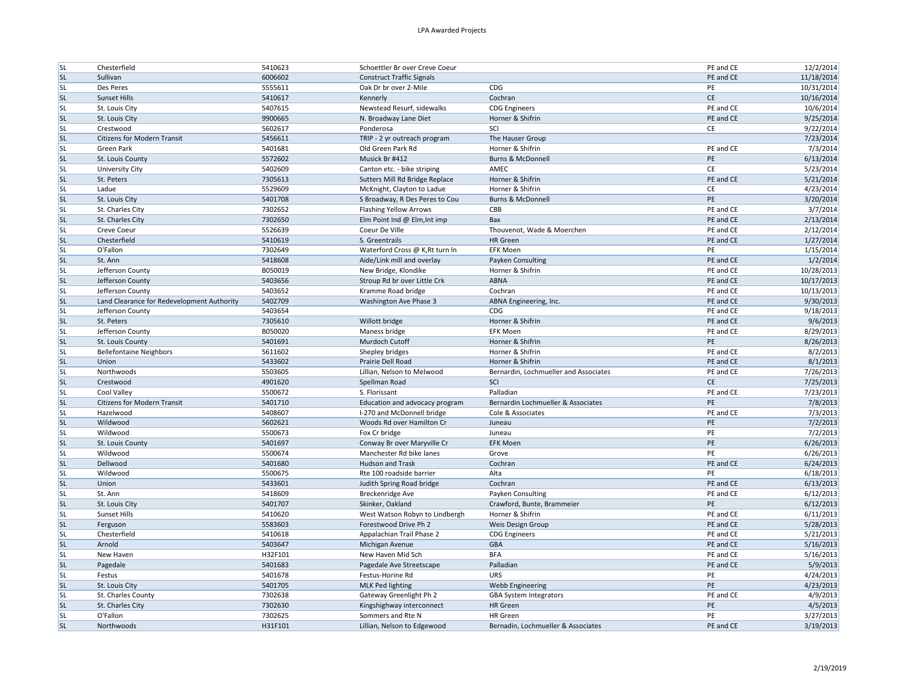| | | | | | | |
|---|---|---|---|---|---|---|
| SL | Chesterfield | 5410623 | Schoettler Br over Creve Coeur | | PE and CE | 12/2/2014 |
| SL | Sullivan | 6006602 | Construct Traffic Signals | | PE and CE | 11/18/2014 |
| SL | Des Peres | 5555611 | Oak Dr br over 2-Mile | CDG | PE | 10/31/2014 |
| SL | Sunset Hills | 5410617 | Kennerly | Cochran | CE | 10/16/2014 |
| SL | St. Louis City | 5407615 | Newstead Resurf, sidewalks | CDG Engineers | PE and CE | 10/6/2014 |
| SL | St. Louis City | 9900665 | N. Broadway Lane Diet | Horner & Shifrin | PE and CE | 9/25/2014 |
| SL | Crestwood | 5602617 | Ponderosa | SCI | CE | 9/22/2014 |
| SL | Citizens for Modern Transit | 5456611 | TRIP - 2 yr outreach program | The Hauser Group | | 7/23/2014 |
| SL | Green Park | 5401681 | Old Green Park Rd | Horner & Shifrin | PE and CE | 7/3/2014 |
| SL | St. Louis County | 5572602 | Musick Br #412 | Burns & McDonnell | PE | 6/13/2014 |
| SL | University City | 5402609 | Canton etc. - bike striping | AMEC | CE | 5/23/2014 |
| SL | St. Peters | 7305613 | Sutters Mill Rd Bridge Replace | Horner & Shifrin | PE and CE | 5/21/2014 |
| SL | Ladue | 5529609 | McKnight, Clayton to Ladue | Horner & Shifrin | CE | 4/23/2014 |
| SL | St. Louis City | 5401708 | S Broadway, R Des Peres to Cou | Burns & McDonnell | PE | 3/20/2014 |
| SL | St. Charles City | 7302652 | Flashing Yellow Arrows | CBB | PE and CE | 3/7/2014 |
| SL | St. Charles City | 7302650 | Elm Point Ind @ Elm,Int imp | Bax | PE and CE | 2/13/2014 |
| SL | Creve Coeur | 5526639 | Coeur De Ville | Thouvenot, Wade & Moerchen | PE and CE | 2/12/2014 |
| SL | Chesterfield | 5410619 | S. Greentrails | HR Green | PE and CE | 1/27/2014 |
| SL | O'Fallon | 7302649 | Waterford Cross @ K,Rt turn ln | EFK Moen | PE | 1/15/2014 |
| SL | St. Ann | 5418608 | Aide/Link mill and overlay | Payken Consulting | PE and CE | 1/2/2014 |
| SL | Jefferson County | B050019 | New Bridge, Klondike | Horner & Shifrin | PE and CE | 10/28/2013 |
| SL | Jefferson County | 5403656 | Stroup Rd br over Little Crk | ABNA | PE and CE | 10/17/2013 |
| SL | Jefferson County | 5403652 | Kramme Road bridge | Cochran | PE and CE | 10/13/2013 |
| SL | Land Clearance for Redevelopment Authority | 5402709 | Washington Ave Phase 3 | ABNA Engineering, Inc. | PE and CE | 9/30/2013 |
| SL | Jefferson County | 5403654 | | CDG | PE and CE | 9/18/2013 |
| SL | St. Peters | 7305610 | Willott bridge | Horner & Shifrin | PE and CE | 9/6/2013 |
| SL | Jefferson County | B050020 | Maness bridge | EFK Moen | PE and CE | 8/29/2013 |
| SL | St. Louis County | 5401691 | Murdoch Cutoff | Horner & Shifrin | PE | 8/26/2013 |
| SL | Bellefontaine Neighbors | 5611602 | Shepley bridges | Horner & Shifrin | PE and CE | 8/2/2013 |
| SL | Union | 5433602 | Prairie Dell Road | Horner & Shifrin | PE and CE | 8/1/2013 |
| SL | Northwoods | 5503605 | Lillian, Nelson to Melwood | Bernardin, Lochmueller and Associates | PE and CE | 7/26/2013 |
| SL | Crestwood | 4901620 | Spellman Road | SCI | CE | 7/25/2013 |
| SL | Cool Valley | 5500672 | S. Florissant | Palladian | PE and CE | 7/23/2013 |
| SL | Citizens for Modern Transit | 5401710 | Education and advocacy program | Bernardin Lochmueller & Associates | PE | 7/8/2013 |
| SL | Hazelwood | 5408607 | I-270 and McDonnell bridge | Cole & Associates | PE and CE | 7/3/2013 |
| SL | Wildwood | 5602621 | Woods Rd over Hamilton Cr | Juneau | PE | 7/2/2013 |
| SL | Wildwood | 5500673 | Fox Cr bridge | Juneau | PE | 7/2/2013 |
| SL | St. Louis County | 5401697 | Conway Br over Maryville Cr | EFK Moen | PE | 6/26/2013 |
| SL | Wildwood | 5500674 | Manchester Rd bike lanes | Grove | PE | 6/26/2013 |
| SL | Dellwood | 5401680 | Hudson and Trask | Cochran | PE and CE | 6/24/2013 |
| SL | Wildwood | 5500675 | Rte 100 roadside barrier | Alta | PE | 6/18/2013 |
| SL | Union | 5433601 | Judith Spring Road bridge | Cochran | PE and CE | 6/13/2013 |
| SL | St. Ann | 5418609 | Breckenridge Ave | Payken Consulting | PE and CE | 6/12/2013 |
| SL | St. Louis City | 5401707 | Skinker, Oakland | Crawford, Bunte, Brammeier | PE | 6/12/2013 |
| SL | Sunset Hills | 5410620 | West Watson Robyn to Lindbergh | Horner & Shifrin | PE and CE | 6/11/2013 |
| SL | Ferguson | 5583603 | Forestwood Drive Ph 2 | Weis Design Group | PE and CE | 5/28/2013 |
| SL | Chesterfield | 5410618 | Appalachian Trail Phase 2 | CDG Engineers | PE and CE | 5/21/2013 |
| SL | Arnold | 5403647 | Michigan Avenue | GBA | PE and CE | 5/16/2013 |
| SL | New Haven | H32F101 | New Haven Mid Sch | BFA | PE and CE | 5/16/2013 |
| SL | Pagedale | 5401683 | Pagedale Ave Streetscape | Palladian | PE and CE | 5/9/2013 |
| SL | Festus | 5401678 | Festus-Horine Rd | URS | PE | 4/24/2013 |
| SL | St. Louis City | 5401705 | MLK Ped lighting | Webb Engineering | PE | 4/23/2013 |
| SL | St. Charles County | 7302638 | Gateway Greenlight Ph 2 | GBA System Integrators | PE and CE | 4/9/2013 |
| SL | St. Charles City | 7302630 | Kingshighway interconnect | HR Green | PE | 4/5/2013 |
| SL | O'Fallon | 7302625 | Sommers and Rte N | HR Green | PE | 3/27/2013 |
| SL | Northwoods | H31F101 | Lillian, Nelson to Edgewood | Bernadin, Lochmueller & Associates | PE and CE | 3/19/2013 |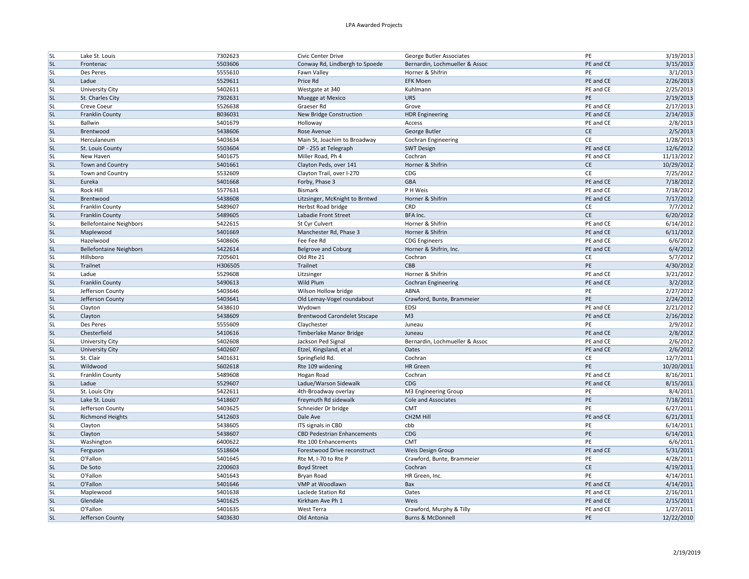| | | | | | | |
|---|---|---|---|---|---|---|
| SL | Lake St. Louis | 7302623 | Civic Center Drive | George Butler Associates | PE | 3/19/2013 |
| SL | Frontenac | 5503606 | Conway Rd, Lindbergh to Spoede | Bernardin, Lochmueller & Assoc | PE and CE | 3/15/2013 |
| SL | Des Peres | 5555610 | Fawn Valley | Horner & Shifrin | PE | 3/1/2013 |
| SL | Ladue | 5529611 | Price Rd | EFK Moen | PE and CE | 2/26/2013 |
| SL | University City | 5402611 | Westgate at 340 | Kuhlmann | PE and CE | 2/25/2013 |
| SL | St. Charles City | 7302631 | Muegge at Mexico | URS | PE | 2/19/2013 |
| SL | Creve Coeur | 5526638 | Graeser Rd | Grove | PE and CE | 2/17/2013 |
| SL | Franklin County | B036031 | New Bridge Construction | HDR Engineering | PE and CE | 2/14/2013 |
| SL | Ballwin | 5401679 | Holloway | Access | PE and CE | 2/8/2013 |
| SL | Brentwood | 5438606 | Rose Avenue | George Butler | CE | 2/5/2013 |
| SL | Herculaneum | 5403634 | Main St, Joachim to Broadway | Cochran Engineering | CE | 1/28/2013 |
| SL | St. Louis County | 5503604 | DP - 255 at Telegraph | SWT Design | PE and CE | 12/6/2012 |
| SL | New Haven | 5401675 | Miller Road, Ph 4 | Cochran | PE and CE | 11/13/2012 |
| SL | Town and Country | 5401661 | Clayton Peds, over 141 | Horner & Shifrin | CE | 10/29/2012 |
| SL | Town and Country | 5532609 | Clayton Trail, over I-270 | CDG | CE | 7/25/2012 |
| SL | Eureka | 5401668 | Forby, Phase 3 | GBA | PE and CE | 7/18/2012 |
| SL | Rock Hill | 5577631 | Bismark | P H Weis | PE and CE | 7/18/2012 |
| SL | Brentwood | 5438608 | Litzsinger, McKnight to Brntwd | Horner & Shifrin | PE and CE | 7/17/2012 |
| SL | Franklin County | 5489607 | Herbst Road bridge | CRD | CE | 7/7/2012 |
| SL | Franklin County | 5489605 | Labadie Front Street | BFA Inc. | CE | 6/20/2012 |
| SL | Bellefontaine Neighbors | 5422615 | St Cyr Culvert | Horner & Shifrin | PE and CE | 6/14/2012 |
| SL | Maplewood | 5401669 | Manchester Rd, Phase 3 | Horner & Shifrin | PE and CE | 6/11/2012 |
| SL | Hazelwood | 5408606 | Fee Fee Rd | CDG Engineers | PE and CE | 6/6/2012 |
| SL | Bellefontaine Neighbors | 5422614 | Belgrove and Coburg | Horner & Shifrin, Inc. | PE and CE | 6/4/2012 |
| SL | Hillsboro | 7205601 | Old Rte 21 | Cochran | CE | 5/7/2012 |
| SL | Trailnet | H306505 | Trailnet | CBB | PE | 4/30/2012 |
| SL | Ladue | 5529608 | Litzsinger | Horner & Shifrin | PE and CE | 3/21/2012 |
| SL | Franklin County | 5490613 | Wild Plum | Cochran Engineering | PE and CE | 3/2/2012 |
| SL | Jefferson County | 5403646 | Wilson Hollow bridge | ABNA | PE | 2/27/2012 |
| SL | Jefferson County | 5403641 | Old Lemay-Vogel roundabout | Crawford, Bunte, Brammeier | PE | 2/24/2012 |
| SL | Clayton | 5438610 | Wydown | EDSI | PE and CE | 2/21/2012 |
| SL | Clayton | 5438609 | Brentwood Carondelet Stscape | M3 | PE and CE | 2/16/2012 |
| SL | Des Peres | 5555609 | Claychester | Juneau | PE | 2/9/2012 |
| SL | Chesterfield | 5410616 | Timberlake Manor Bridge | Juneau | PE and CE | 2/8/2012 |
| SL | University City | 5402608 | Jackson Ped Signal | Bernardin, Lochmueller & Assoc | PE and CE | 2/6/2012 |
| SL | University City | 5402607 | Etzel, Kingsland, et al | Oates | PE and CE | 2/6/2012 |
| SL | St. Clair | 5401631 | Springfield Rd. | Cochran | CE | 12/7/2011 |
| SL | Wildwood | 5602618 | Rte 109 widening | HR Green | PE | 10/20/2011 |
| SL | Franklin County | 5489608 | Hogan Road | Cochran | PE and CE | 8/16/2011 |
| SL | Ladue | 5529607 | Ladue/Warson Sidewalk | CDG | PE and CE | 8/15/2011 |
| SL | St. Louis City | 5422611 | 4th-Broadway overlay | M3 Engineering Group | PE | 8/4/2011 |
| SL | Lake St. Louis | 5418607 | Freymuth Rd sidewalk | Cole and Associates | PE | 7/18/2011 |
| SL | Jefferson County | 5403625 | Schneider Dr bridge | CMT | PE | 6/27/2011 |
| SL | Richmond Heights | 5412603 | Dale Ave | CH2M Hill | PE and CE | 6/21/2011 |
| SL | Clayton | 5438605 | ITS signals in CBD | cbb | PE | 6/14/2011 |
| SL | Clayton | 5438607 | CBD Pedestrian Enhancements | CDG | PE | 6/14/2011 |
| SL | Washington | 6400622 | Rte 100 Enhancements | CMT | PE | 6/6/2011 |
| SL | Ferguson | 5518604 | Forestwood Drive reconstruct | Weis Design Group | PE and CE | 5/31/2011 |
| SL | O'Fallon | 5401645 | Rte M, I-70 to Rte P | Crawford, Bunte, Brammeier | PE | 4/28/2011 |
| SL | De Soto | 2200603 | Boyd Street | Cochran | CE | 4/19/2011 |
| SL | O'Fallon | 5401643 | Bryan Road | HR Green, Inc. | PE | 4/14/2011 |
| SL | O'Fallon | 5401646 | VMP at Woodlawn | Bax | PE and CE | 4/14/2011 |
| SL | Maplewood | 5401638 | Laclede Station Rd | Oates | PE and CE | 2/16/2011 |
| SL | Glendale | 5401625 | Kirkham Ave Ph 1 | Weis | PE and CE | 2/15/2011 |
| SL | O'Fallon | 5401635 | West Terra | Crawford, Murphy & Tilly | PE and CE | 1/27/2011 |
| SL | Jefferson County | 5403630 | Old Antonia | Burns & McDonnell | PE | 12/22/2010 |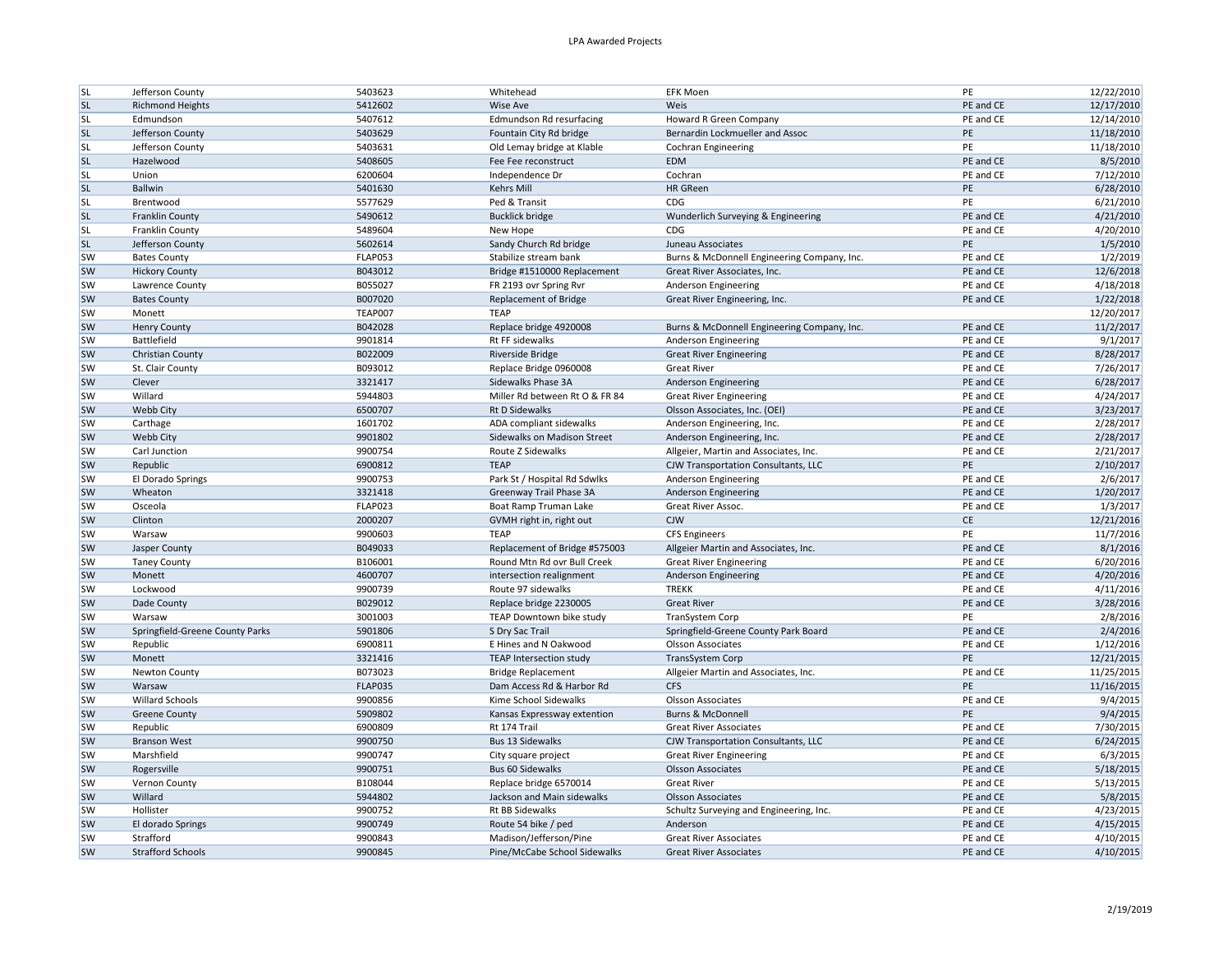| | | | | | | |
|---|---|---|---|---|---|---|
| SL | Jefferson County | 5403623 | Whitehead | EFK Moen | PE | 12/22/2010 |
| SL | Richmond Heights | 5412602 | Wise Ave | Weis | PE and CE | 12/17/2010 |
| SL | Edmundson | 5407612 | Edmundson Rd resurfacing | Howard R Green Company | PE and CE | 12/14/2010 |
| SL | Jefferson County | 5403629 | Fountain City Rd bridge | Bernardin Lockmueller and Assoc | PE | 11/18/2010 |
| SL | Jefferson County | 5403631 | Old Lemay bridge at Klable | Cochran Engineering | PE | 11/18/2010 |
| SL | Hazelwood | 5408605 | Fee Fee reconstruct | EDM | PE and CE | 8/5/2010 |
| SL | Union | 6200604 | Independence Dr | Cochran | PE and CE | 7/12/2010 |
| SL | Ballwin | 5401630 | Kehrs Mill | HR GReen | PE | 6/28/2010 |
| SL | Brentwood | 5577629 | Ped & Transit | CDG | PE | 6/21/2010 |
| SL | Franklin County | 5490612 | Bucklick bridge | Wunderlich Surveying & Engineering | PE and CE | 4/21/2010 |
| SL | Franklin County | 5489604 | New Hope | CDG | PE and CE | 4/20/2010 |
| SL | Jefferson County | 5602614 | Sandy Church Rd bridge | Juneau Associates | PE | 1/5/2010 |
| SW | Bates County | FLAP053 | Stabilize stream bank | Burns & McDonnell Engineering Company, Inc. | PE and CE | 1/2/2019 |
| SW | Hickory County | B043012 | Bridge #1510000 Replacement | Great River Associates, Inc. | PE and CE | 12/6/2018 |
| SW | Lawrence County | B055027 | FR 2193 ovr Spring Rvr | Anderson Engineering | PE and CE | 4/18/2018 |
| SW | Bates County | B007020 | Replacement of Bridge | Great River Engineering, Inc. | PE and CE | 1/22/2018 |
| SW | Monett | TEAP007 | TEAP | | | 12/20/2017 |
| SW | Henry County | B042028 | Replace bridge 4920008 | Burns & McDonnell Engineering Company, Inc. | PE and CE | 11/2/2017 |
| SW | Battlefield | 9901814 | Rt FF sidewalks | Anderson Engineering | PE and CE | 9/1/2017 |
| SW | Christian County | B022009 | Riverside Bridge | Great River Engineering | PE and CE | 8/28/2017 |
| SW | St. Clair County | B093012 | Replace Bridge 0960008 | Great River | PE and CE | 7/26/2017 |
| SW | Clever | 3321417 | Sidewalks Phase 3A | Anderson Engineering | PE and CE | 6/28/2017 |
| SW | Willard | 5944803 | Miller Rd between Rt O & FR 84 | Great River Engineering | PE and CE | 4/24/2017 |
| SW | Webb City | 6500707 | Rt D Sidewalks | Olsson Associates, Inc. (OEI) | PE and CE | 3/23/2017 |
| SW | Carthage | 1601702 | ADA compliant sidewalks | Anderson Engineering, Inc. | PE and CE | 2/28/2017 |
| SW | Webb City | 9901802 | Sidewalks on Madison Street | Anderson Engineering, Inc. | PE and CE | 2/28/2017 |
| SW | Carl Junction | 9900754 | Route Z Sidewalks | Allgeier, Martin and Associates, Inc. | PE and CE | 2/21/2017 |
| SW | Republic | 6900812 | TEAP | CJW Transportation Consultants, LLC | PE | 2/10/2017 |
| SW | El Dorado Springs | 9900753 | Park St / Hospital Rd Sdwlks | Anderson Engineering | PE and CE | 2/6/2017 |
| SW | Wheaton | 3321418 | Greenway Trail Phase 3A | Anderson Engineering | PE and CE | 1/20/2017 |
| SW | Osceola | FLAP023 | Boat Ramp Truman Lake | Great River Assoc. | PE and CE | 1/3/2017 |
| SW | Clinton | 2000207 | GVMH right in, right out | CJW | CE | 12/21/2016 |
| SW | Warsaw | 9900603 | TEAP | CFS Engineers | PE | 11/7/2016 |
| SW | Jasper County | B049033 | Replacement of Bridge #575003 | Allgeier Martin and Associates, Inc. | PE and CE | 8/1/2016 |
| SW | Taney County | B106001 | Round Mtn Rd ovr Bull Creek | Great River Engineering | PE and CE | 6/20/2016 |
| SW | Monett | 4600707 | intersection realignment | Anderson Engineering | PE and CE | 4/20/2016 |
| SW | Lockwood | 9900739 | Route 97 sidewalks | TREKK | PE and CE | 4/11/2016 |
| SW | Dade County | B029012 | Replace bridge 2230005 | Great River | PE and CE | 3/28/2016 |
| SW | Warsaw | 3001003 | TEAP Downtown bike study | TranSystem Corp | PE | 2/8/2016 |
| SW | Springfield-Greene County Parks | 5901806 | S Dry Sac Trail | Springfield-Greene County Park Board | PE and CE | 2/4/2016 |
| SW | Republic | 6900811 | E Hines and N Oakwood | Olsson Associates | PE and CE | 1/12/2016 |
| SW | Monett | 3321416 | TEAP Intersection study | TransSystem Corp | PE | 12/21/2015 |
| SW | Newton County | B073023 | Bridge Replacement | Allgeier Martin and Associates, Inc. | PE and CE | 11/25/2015 |
| SW | Warsaw | FLAP035 | Dam Access Rd & Harbor Rd | CFS | PE | 11/16/2015 |
| SW | Willard Schools | 9900856 | Kime School Sidewalks | Olsson Associates | PE and CE | 9/4/2015 |
| SW | Greene County | 5909802 | Kansas Expressway extention | Burns & McDonnell | PE | 9/4/2015 |
| SW | Republic | 6900809 | Rt 174 Trail | Great River Associates | PE and CE | 7/30/2015 |
| SW | Branson West | 9900750 | Bus 13 Sidewalks | CJW Transportation Consultants, LLC | PE and CE | 6/24/2015 |
| SW | Marshfield | 9900747 | City square project | Great River Engineering | PE and CE | 6/3/2015 |
| SW | Rogersville | 9900751 | Bus 60 Sidewalks | Olsson Associates | PE and CE | 5/18/2015 |
| SW | Vernon County | B108044 | Replace bridge 6570014 | Great River | PE and CE | 5/13/2015 |
| SW | Willard | 5944802 | Jackson and Main sidewalks | Olsson Associates | PE and CE | 5/8/2015 |
| SW | Hollister | 9900752 | Rt BB Sidewalks | Schultz Surveying and Engineering, Inc. | PE and CE | 4/23/2015 |
| SW | El dorado Springs | 9900749 | Route 54 bike / ped | Anderson | PE and CE | 4/15/2015 |
| SW | Strafford | 9900843 | Madison/Jefferson/Pine | Great River Associates | PE and CE | 4/10/2015 |
| SW | Strafford Schools | 9900845 | Pine/McCabe School Sidewalks | Great River Associates | PE and CE | 4/10/2015 |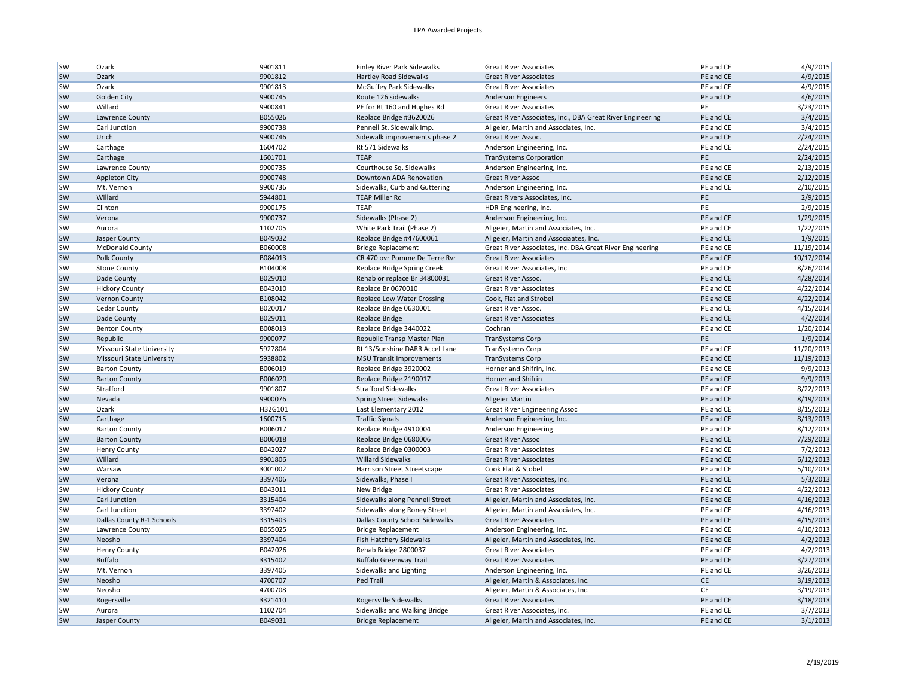| SW | Ozark | 9901811 | Finley River Park Sidewalks | Great River Associates | PE and CE | 4/9/2015 |
|---|---|---|---|---|---|---|
| SW | Ozark | 9901812 | Hartley Road Sidewalks | Great River Associates | PE and CE | 4/9/2015 |
| SW | Ozark | 9901813 | McGuffey Park Sidewalks | Great River Associates | PE and CE | 4/9/2015 |
| SW | Golden City | 9900745 | Route 126 sidewalks | Anderson Engineers | PE and CE | 4/6/2015 |
| SW | Willard | 9900841 | PE for Rt 160 and Hughes Rd | Great River Associates | PE | 3/23/2015 |
| SW | Lawrence County | B055026 | Replace Bridge #3620026 | Great River Associates, Inc., DBA Great River Engineering | PE and CE | 3/4/2015 |
| SW | Carl Junction | 9900738 | Pennell St. Sidewalk Imp. | Allgeier, Martin and Associates, Inc. | PE and CE | 3/4/2015 |
| SW | Urich | 9900746 | Sidewalk improvements phase 2 | Great River Assoc. | PE and CE | 2/24/2015 |
| SW | Carthage | 1604702 | Rt 571 Sidewalks | Anderson Engineering, Inc. | PE and CE | 2/24/2015 |
| SW | Carthage | 1601701 | TEAP | TranSystems Corporation | PE | 2/24/2015 |
| SW | Lawrence County | 9900735 | Courthouse Sq. Sidewalks | Anderson Engineering, Inc. | PE and CE | 2/13/2015 |
| SW | Appleton City | 9900748 | Downtown ADA Renovation | Great River Assoc | PE and CE | 2/12/2015 |
| SW | Mt. Vernon | 9900736 | Sidewalks, Curb and Guttering | Anderson Engineering, Inc. | PE and CE | 2/10/2015 |
| SW | Willard | 5944801 | TEAP Miller Rd | Great Rivers Associates, Inc. | PE | 2/9/2015 |
| SW | Clinton | 9900175 | TEAP | HDR Engineering, Inc. | PE | 2/9/2015 |
| SW | Verona | 9900737 | Sidewalks (Phase 2) | Anderson Engineering, Inc. | PE and CE | 1/29/2015 |
| SW | Aurora | 1102705 | White Park Trail (Phase 2) | Allgeier, Martin and Associates, Inc. | PE and CE | 1/22/2015 |
| SW | Jasper County | B049032 | Replace Bridge #47600061 | Allgeier, Martin and Associaates, Inc. | PE and CE | 1/9/2015 |
| SW | McDonald County | B060008 | Bridge Replacement | Great River Associates, Inc. DBA Great River Engineering | PE and CE | 11/19/2014 |
| SW | Polk County | B084013 | CR 470 ovr Pomme De Terre Rvr | Great River Associates | PE and CE | 10/17/2014 |
| SW | Stone County | B104008 | Replace Bridge Spring Creek | Great River Associates, Inc | PE and CE | 8/26/2014 |
| SW | Dade County | B029010 | Rehab or replace Br 34800031 | Great River Assoc. | PE and CE | 4/28/2014 |
| SW | Hickory County | B043010 | Replace Br 0670010 | Great River Associates | PE and CE | 4/22/2014 |
| SW | Vernon County | B108042 | Replace Low Water Crossing | Cook, Flat and Strobel | PE and CE | 4/22/2014 |
| SW | Cedar County | B020017 | Replace Bridge 0630001 | Great River Assoc. | PE and CE | 4/15/2014 |
| SW | Dade County | B029011 | Replace Bridge | Great River Associates | PE and CE | 4/2/2014 |
| SW | Benton County | B008013 | Replace Bridge 3440022 | Cochran | PE and CE | 1/20/2014 |
| SW | Republic | 9900077 | Republic Transp Master Plan | TranSystems Corp | PE | 1/9/2014 |
| SW | Missouri State University | 5927804 | Rt 13/Sunshine DARR Accel Lane | TranSystems Corp | PE and CE | 11/20/2013 |
| SW | Missouri State University | 5938802 | MSU Transit Improvements | TranSystems Corp | PE and CE | 11/19/2013 |
| SW | Barton County | B006019 | Replace Bridge 3920002 | Horner and Shifrin, Inc. | PE and CE | 9/9/2013 |
| SW | Barton County | B006020 | Replace Bridge 2190017 | Horner and Shifrin | PE and CE | 9/9/2013 |
| SW | Strafford | 9901807 | Strafford Sidewalks | Great River Associates | PE and CE | 8/22/2013 |
| SW | Nevada | 9900076 | Spring Street Sidewalks | Allgeier Martin | PE and CE | 8/19/2013 |
| SW | Ozark | H32G101 | East Elementary 2012 | Great River Engineering Assoc | PE and CE | 8/15/2013 |
| SW | Carthage | 1600715 | Traffic Signals | Anderson Engineering, Inc. | PE and CE | 8/13/2013 |
| SW | Barton County | B006017 | Replace Bridge 4910004 | Anderson Engineering | PE and CE | 8/12/2013 |
| SW | Barton County | B006018 | Replace Bridge 0680006 | Great River Assoc | PE and CE | 7/29/2013 |
| SW | Henry County | B042027 | Replace Bridge 0300003 | Great River Associates | PE and CE | 7/2/2013 |
| SW | Willard | 9901806 | Willard Sidewalks | Great River Associates | PE and CE | 6/12/2013 |
| SW | Warsaw | 3001002 | Harrison Street Streetscape | Cook Flat & Stobel | PE and CE | 5/10/2013 |
| SW | Verona | 3397406 | Sidewalks, Phase I | Great River Associates, Inc. | PE and CE | 5/3/2013 |
| SW | Hickory County | B043011 | New Bridge | Great River Associates | PE and CE | 4/22/2013 |
| SW | Carl Junction | 3315404 | Sidewalks along Pennell Street | Allgeier, Martin and Associates, Inc. | PE and CE | 4/16/2013 |
| SW | Carl Junction | 3397402 | Sidewalks along Roney Street | Allgeier, Martin and Associates, Inc. | PE and CE | 4/16/2013 |
| SW | Dallas County R-1 Schools | 3315403 | Dallas County School Sidewalks | Great River Associates | PE and CE | 4/15/2013 |
| SW | Lawrence County | B055025 | Bridge Replacement | Anderson Engineering, Inc. | PE and CE | 4/10/2013 |
| SW | Neosho | 3397404 | Fish Hatchery Sidewalks | Allgeier, Martin and Associates, Inc. | PE and CE | 4/2/2013 |
| SW | Henry County | B042026 | Rehab Bridge 2800037 | Great River Associates | PE and CE | 4/2/2013 |
| SW | Buffalo | 3315402 | Buffalo Greenway Trail | Great River Associates | PE and CE | 3/27/2013 |
| SW | Mt. Vernon | 3397405 | Sidewalks and Lighting | Anderson Engineering, Inc. | PE and CE | 3/26/2013 |
| SW | Neosho | 4700707 | Ped Trail | Allgeier, Martin & Associates, Inc. | CE | 3/19/2013 |
| SW | Neosho | 4700708 | | Allgeier, Martin & Associates, Inc. | CE | 3/19/2013 |
| SW | Rogersville | 3321410 | Rogersville Sidewalks | Great River Associates | PE and CE | 3/18/2013 |
| SW | Aurora | 1102704 | Sidewalks and Walking Bridge | Great River Associates, Inc. | PE and CE | 3/7/2013 |
| SW | Jasper County | B049031 | Bridge Replacement | Allgeier, Martin and Associates, Inc. | PE and CE | 3/1/2013 |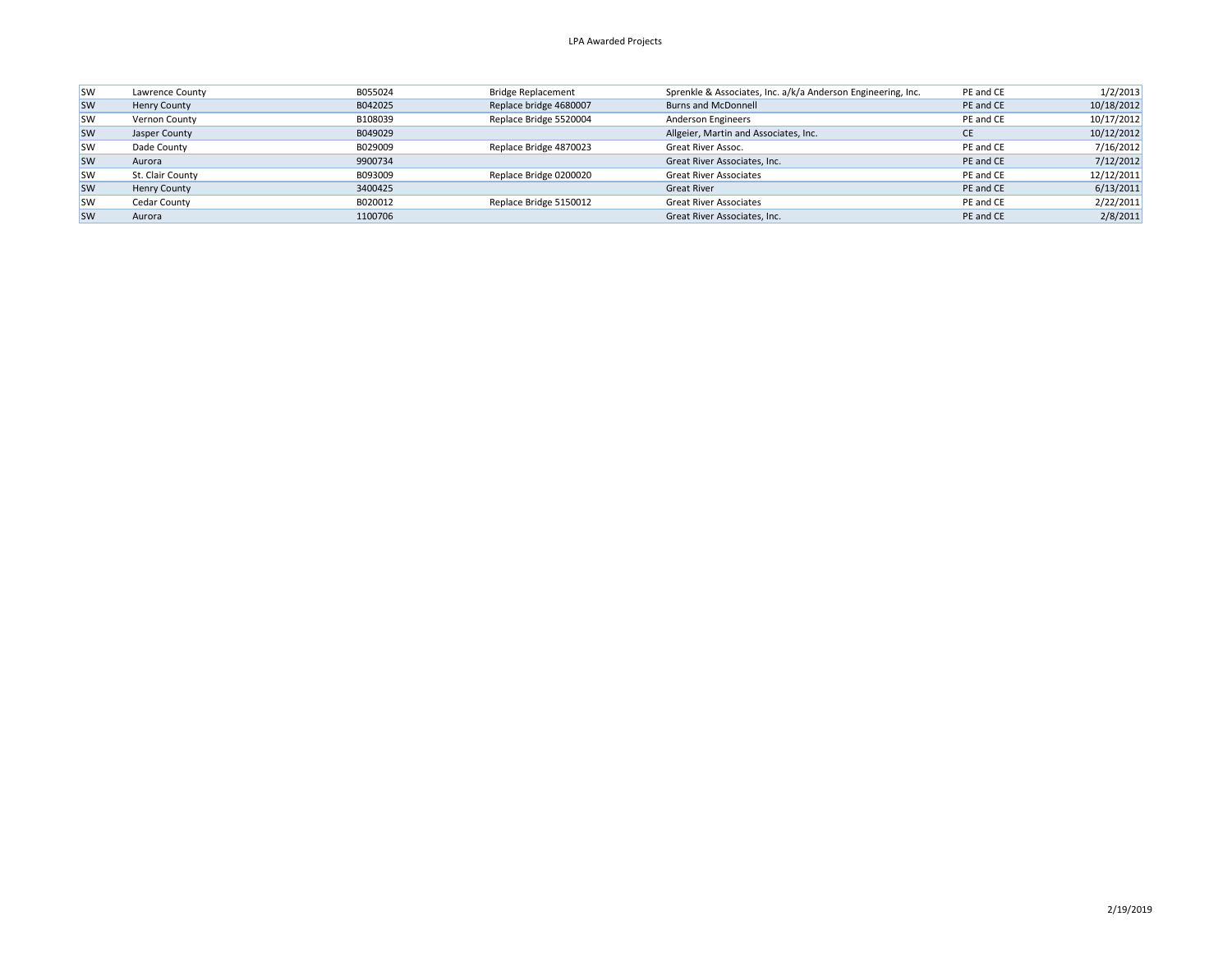| | | | | | | |
|---|---|---|---|---|---|---|
| SW | Lawrence County | B055024 | Bridge Replacement | Sprenkle & Associates, Inc. a/k/a Anderson Engineering, Inc. | PE and CE | 1/2/2013 |
| SW | Henry County | B042025 | Replace bridge 4680007 | Burns and McDonnell | PE and CE | 10/18/2012 |
| SW | Vernon County | B108039 | Replace Bridge 5520004 | Anderson Engineers | PE and CE | 10/17/2012 |
| SW | Jasper County | B049029 | | Allgeier, Martin and Associates, Inc. | CE | 10/12/2012 |
| SW | Dade County | B029009 | Replace Bridge 4870023 | Great River Assoc. | PE and CE | 7/16/2012 |
| SW | Aurora | 9900734 | | Great River Associates, Inc. | PE and CE | 7/12/2012 |
| SW | St. Clair County | B093009 | Replace Bridge 0200020 | Great River Associates | PE and CE | 12/12/2011 |
| SW | Henry County | 3400425 | | Great River | PE and CE | 6/13/2011 |
| SW | Cedar County | B020012 | Replace Bridge 5150012 | Great River Associates | PE and CE | 2/22/2011 |
| SW | Aurora | 1100706 | | Great River Associates, Inc. | PE and CE | 2/8/2011 |